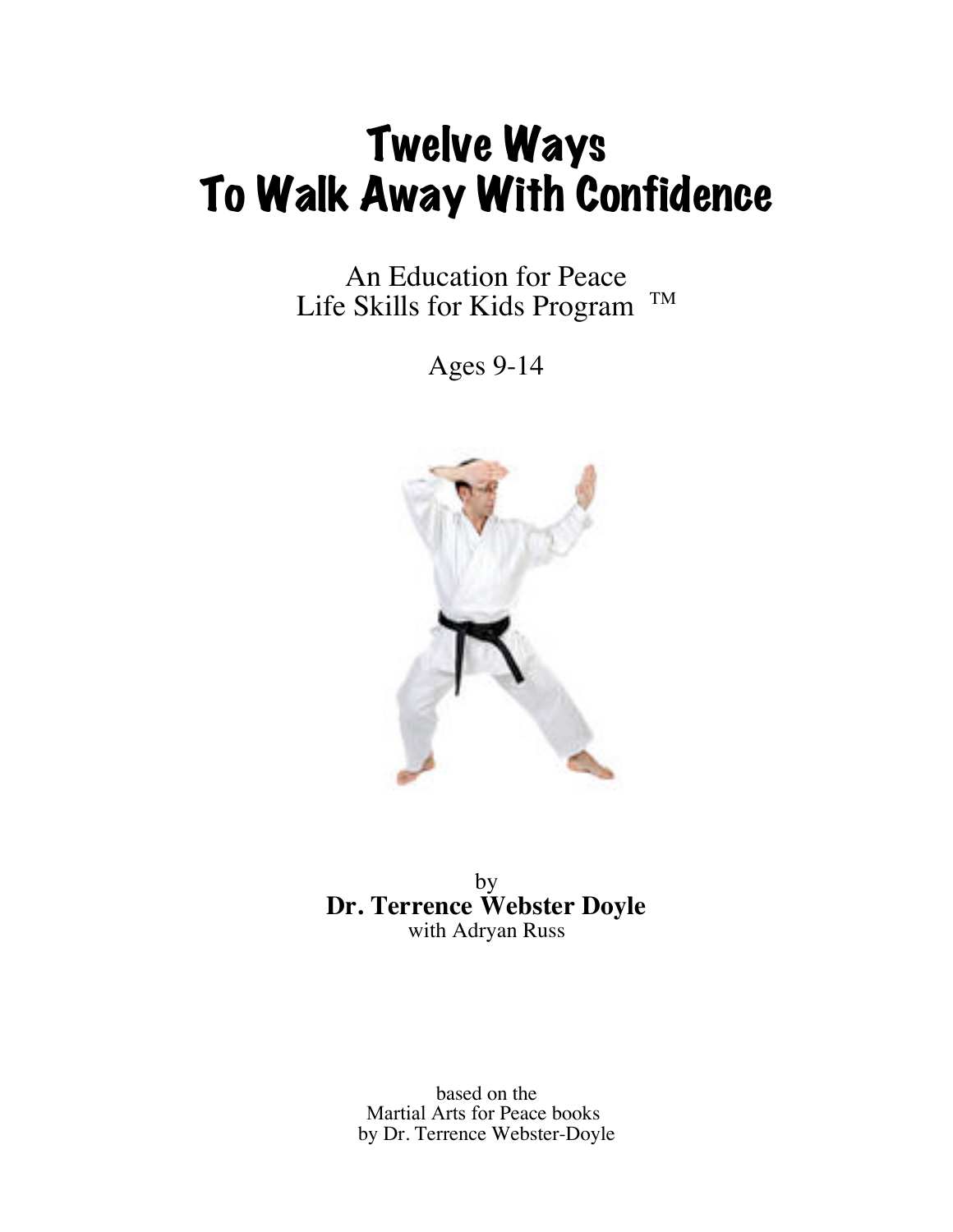# Twelve Ways
# To Walk Away With Confidence

An Education for Peace
Life Skills for Kids Program ™

Ages 9-14

by
**Dr. Terrence Webster Doyle**
with Adryan Russ

based on the
Martial Arts for Peace books
by Dr. Terrence Webster-Doyle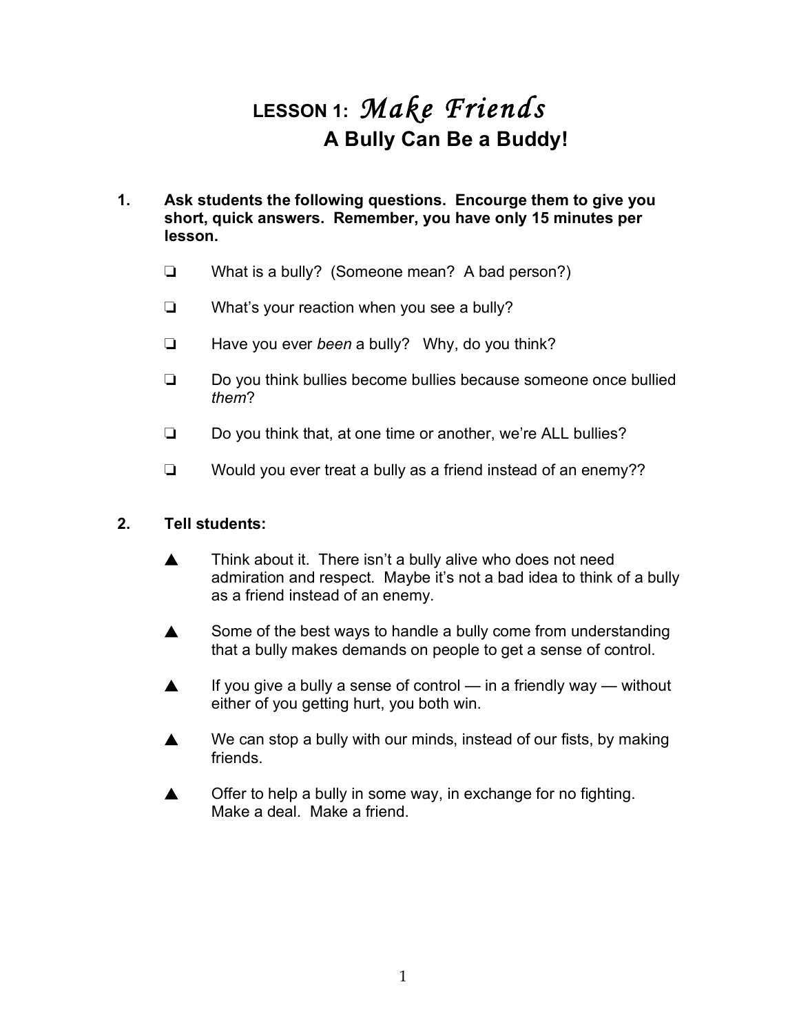# LESSON 1: *Make Friends*
## A Bully Can Be a Buddy!

**1. Ask students the following questions. Encourge them to give you short, quick answers. Remember, you have only 15 minutes per lesson.**

- ❑ What is a bully? (Someone mean? A bad person?)
- ❑ What's your reaction when you see a bully?
- ❑ Have you ever *been* a bully? Why, do you think?
- ❑ Do you think bullies become bullies because someone once bullied *them*?
- ❑ Do you think that, at one time or another, we're ALL bullies?
- ❑ Would you ever treat a bully as a friend instead of an enemy??

**2. Tell students:**

- ▲ Think about it. There isn't a bully alive who does not need admiration and respect. Maybe it's not a bad idea to think of a bully as a friend instead of an enemy.
- ▲ Some of the best ways to handle a bully come from understanding that a bully makes demands on people to get a sense of control.
- ▲ If you give a bully a sense of control — in a friendly way — without either of you getting hurt, you both win.
- ▲ We can stop a bully with our minds, instead of our fists, by making friends.
- ▲ Offer to help a bully in some way, in exchange for no fighting. Make a deal. Make a friend.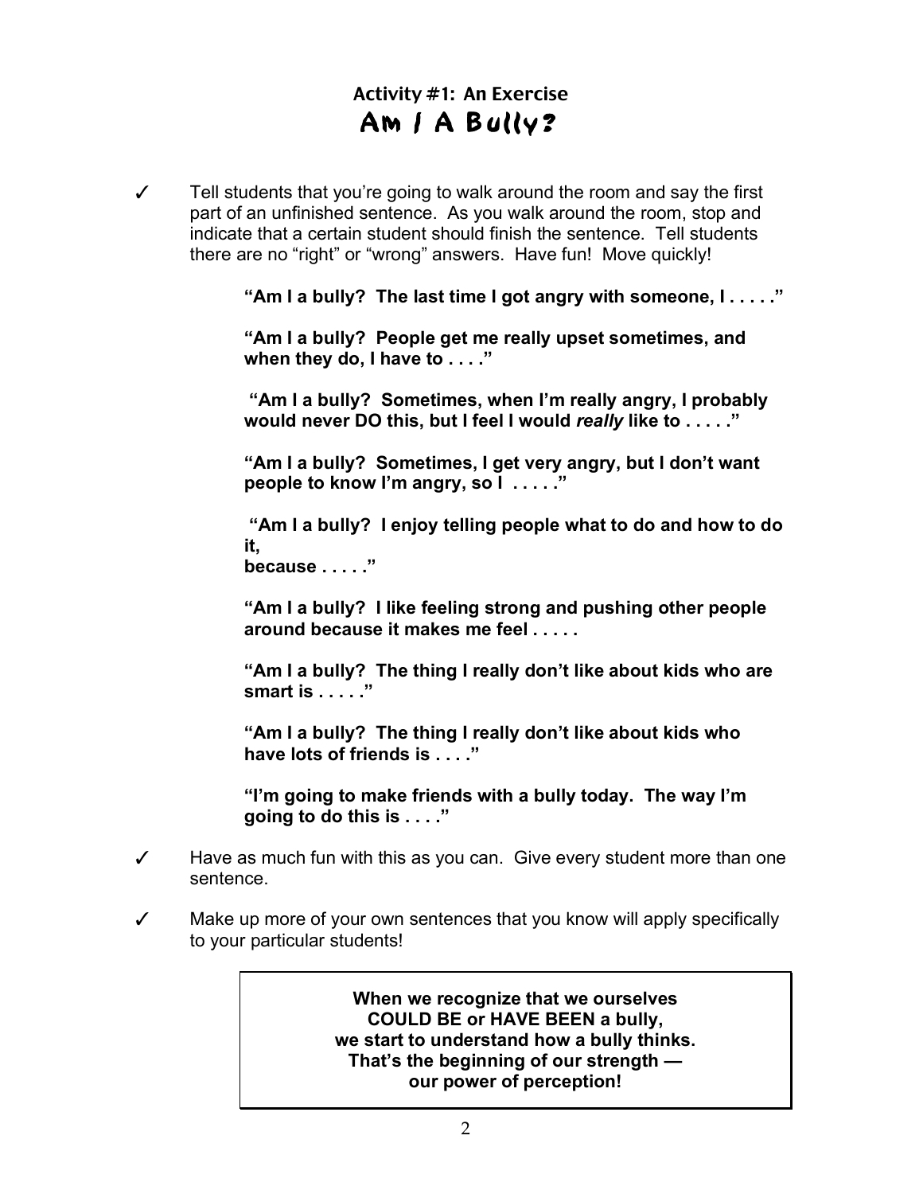## Activity #1: An Exercise

# Am I A Bully?

- ✓ Tell students that you're going to walk around the room and say the first part of an unfinished sentence. As you walk around the room, stop and indicate that a certain student should finish the sentence. Tell students there are no "right" or "wrong" answers. Have fun! Move quickly!

> **"Am I a bully? The last time I got angry with someone, I . . . . ."**
>
> **"Am I a bully? People get me really upset sometimes, and when they do, I have to . . . ."**
>
> **"Am I a bully? Sometimes, when I'm really angry, I probably would never DO this, but I feel I would *really* like to . . . . ."**
>
> **"Am I a bully? Sometimes, I get very angry, but I don't want people to know I'm angry, so I . . . . ."**
>
> **"Am I a bully? I enjoy telling people what to do and how to do it,**
> **because . . . . ."**
>
> **"Am I a bully? I like feeling strong and pushing other people around because it makes me feel . . . . .**
>
> **"Am I a bully? The thing I really don't like about kids who are smart is . . . . ."**
>
> **"Am I a bully? The thing I really don't like about kids who have lots of friends is . . . ."**
>
> **"I'm going to make friends with a bully today. The way I'm going to do this is . . . ."**

- ✓ Have as much fun with this as you can. Give every student more than one sentence.
- ✓ Make up more of your own sentences that you know will apply specifically to your particular students!

> **When we recognize that we ourselves**
> **COULD BE or HAVE BEEN a bully,**
> **we start to understand how a bully thinks.**
> **That's the beginning of our strength —**
> **our power of perception!**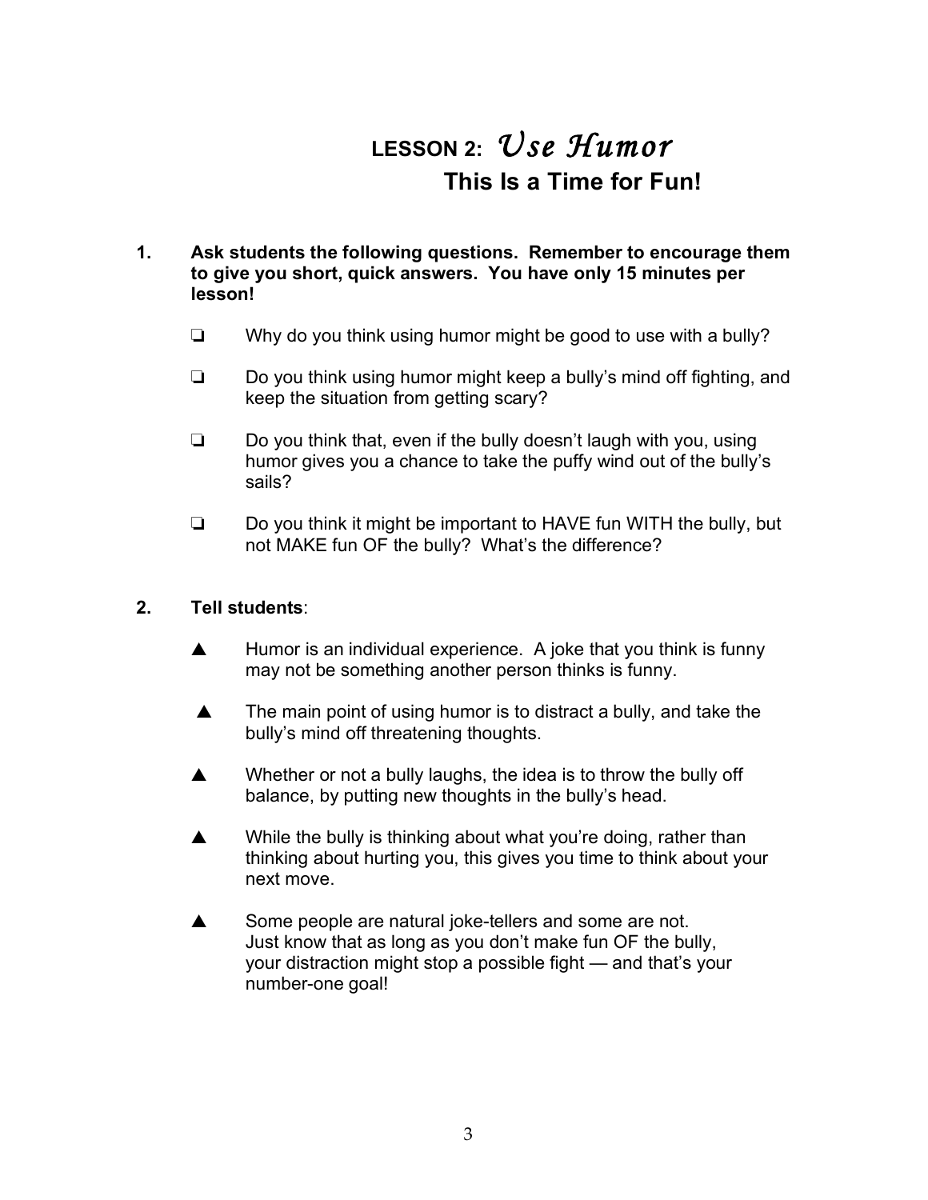# LESSON 2: *Use Humor*

## This Is a Time for Fun!

1. **Ask students the following questions. Remember to encourage them to give you short, quick answers. You have only 15 minutes per lesson!**

   ❏ Why do you think using humor might be good to use with a bully?

   ❏ Do you think using humor might keep a bully's mind off fighting, and keep the situation from getting scary?

   ❏ Do you think that, even if the bully doesn't laugh with you, using humor gives you a chance to take the puffy wind out of the bully's sails?

   ❏ Do you think it might be important to HAVE fun WITH the bully, but not MAKE fun OF the bully? What's the difference?

2. **Tell students**:

   ▲ Humor is an individual experience. A joke that you think is funny may not be something another person thinks is funny.

   ▲ The main point of using humor is to distract a bully, and take the bully's mind off threatening thoughts.

   ▲ Whether or not a bully laughs, the idea is to throw the bully off balance, by putting new thoughts in the bully's head.

   ▲ While the bully is thinking about what you're doing, rather than thinking about hurting you, this gives you time to think about your next move.

   ▲ Some people are natural joke-tellers and some are not. Just know that as long as you don't make fun OF the bully, your distraction might stop a possible fight — and that's your number-one goal!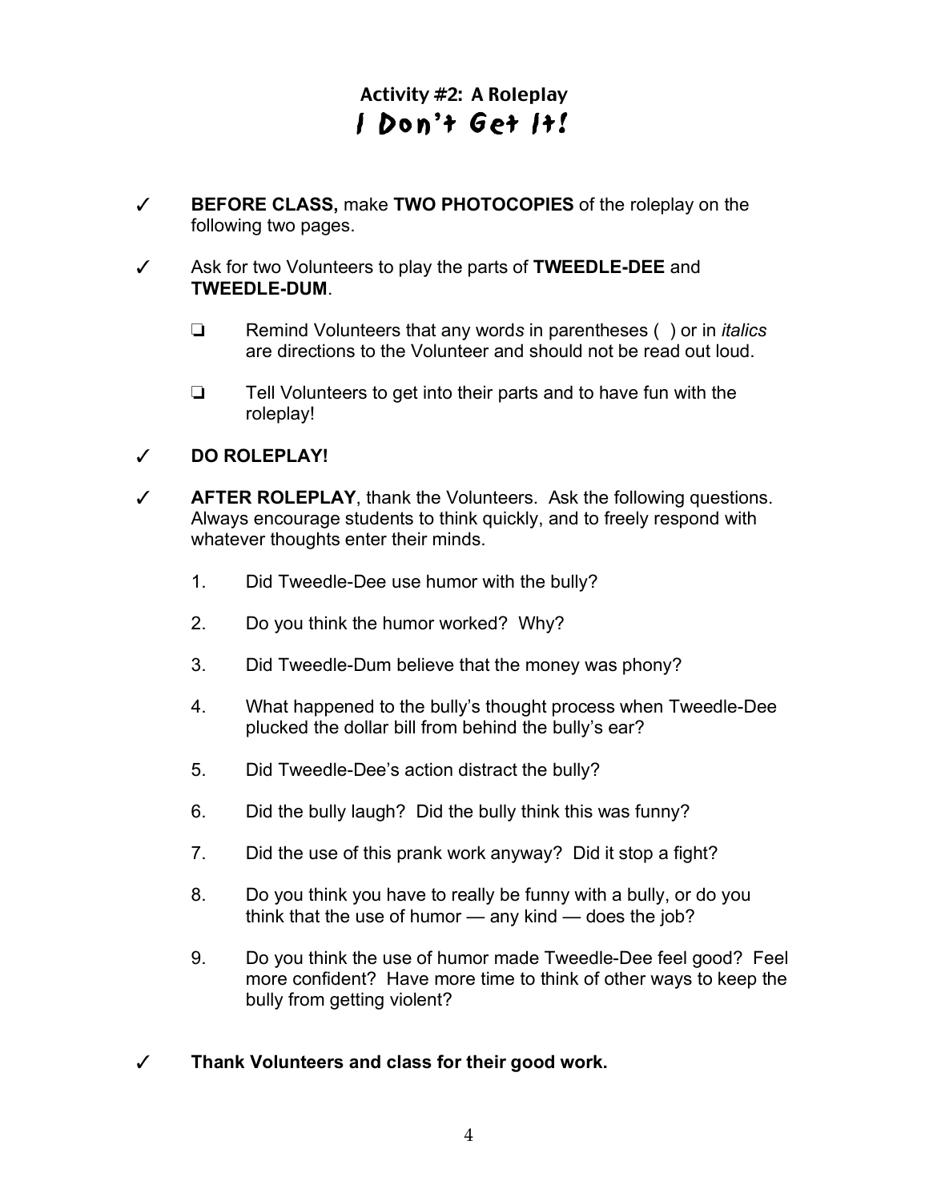## Activity #2: A Roleplay
# I Don't Get It!

✓ **BEFORE CLASS,** make **TWO PHOTOCOPIES** of the roleplay on the following two pages.

✓ Ask for two Volunteers to play the parts of **TWEEDLE-DEE** and **TWEEDLE-DUM**.

- ❏ Remind Volunteers that any words in parentheses ( ) or in *italics* are directions to the Volunteer and should not be read out loud.
- ❏ Tell Volunteers to get into their parts and to have fun with the roleplay!

✓ **DO ROLEPLAY!**

✓ **AFTER ROLEPLAY**, thank the Volunteers. Ask the following questions. Always encourage students to think quickly, and to freely respond with whatever thoughts enter their minds.

1. Did Tweedle-Dee use humor with the bully?
2. Do you think the humor worked? Why?
3. Did Tweedle-Dum believe that the money was phony?
4. What happened to the bully's thought process when Tweedle-Dee plucked the dollar bill from behind the bully's ear?
5. Did Tweedle-Dee's action distract the bully?
6. Did the bully laugh? Did the bully think this was funny?
7. Did the use of this prank work anyway? Did it stop a fight?
8. Do you think you have to really be funny with a bully, or do you think that the use of humor — any kind — does the job?
9. Do you think the use of humor made Tweedle-Dee feel good? Feel more confident? Have more time to think of other ways to keep the bully from getting violent?

✓ **Thank Volunteers and class for their good work.**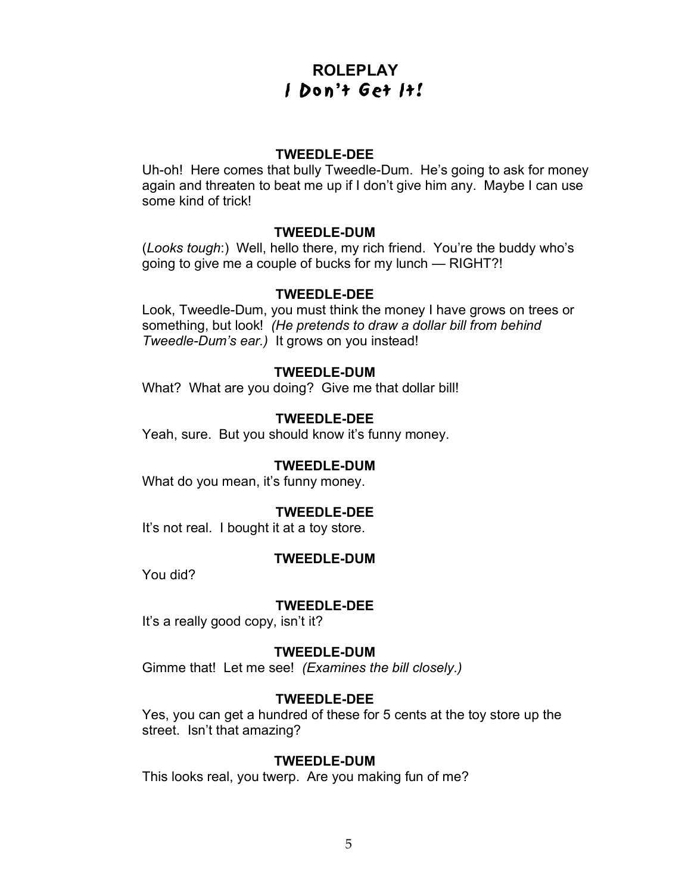# ROLEPLAY
## I Don't Get It!

**TWEEDLE-DEE**

Uh-oh! Here comes that bully Tweedle-Dum. He's going to ask for money again and threaten to beat me up if I don't give him any. Maybe I can use some kind of trick!

**TWEEDLE-DUM**

(*Looks tough*:) Well, hello there, my rich friend. You're the buddy who's going to give me a couple of bucks for my lunch — RIGHT?!

**TWEEDLE-DEE**

Look, Tweedle-Dum, you must think the money I have grows on trees or something, but look! *(He pretends to draw a dollar bill from behind Tweedle-Dum's ear.)* It grows on you instead!

**TWEEDLE-DUM**

What? What are you doing? Give me that dollar bill!

**TWEEDLE-DEE**

Yeah, sure. But you should know it's funny money.

**TWEEDLE-DUM**

What do you mean, it's funny money.

**TWEEDLE-DEE**

It's not real. I bought it at a toy store.

**TWEEDLE-DUM**

You did?

**TWEEDLE-DEE**

It's a really good copy, isn't it?

**TWEEDLE-DUM**

Gimme that! Let me see! *(Examines the bill closely.)*

**TWEEDLE-DEE**

Yes, you can get a hundred of these for 5 cents at the toy store up the street. Isn't that amazing?

**TWEEDLE-DUM**

This looks real, you twerp. Are you making fun of me?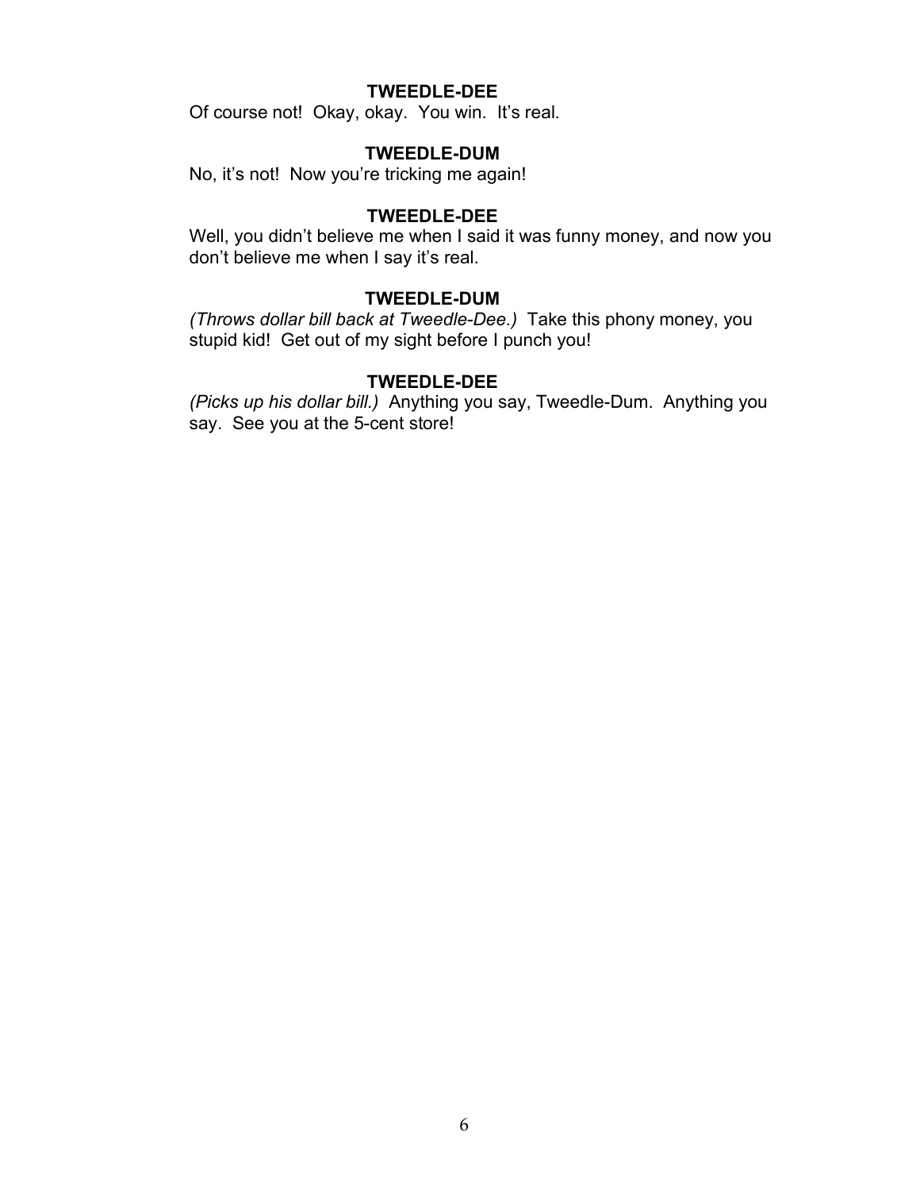**TWEEDLE-DEE**

Of course not! Okay, okay. You win. It's real.

**TWEEDLE-DUM**

No, it's not! Now you're tricking me again!

**TWEEDLE-DEE**

Well, you didn't believe me when I said it was funny money, and now you don't believe me when I say it's real.

**TWEEDLE-DUM**

*(Throws dollar bill back at Tweedle-Dee.)* Take this phony money, you stupid kid! Get out of my sight before I punch you!

**TWEEDLE-DEE**

*(Picks up his dollar bill.)* Anything you say, Tweedle-Dum. Anything you say. See you at the 5-cent store!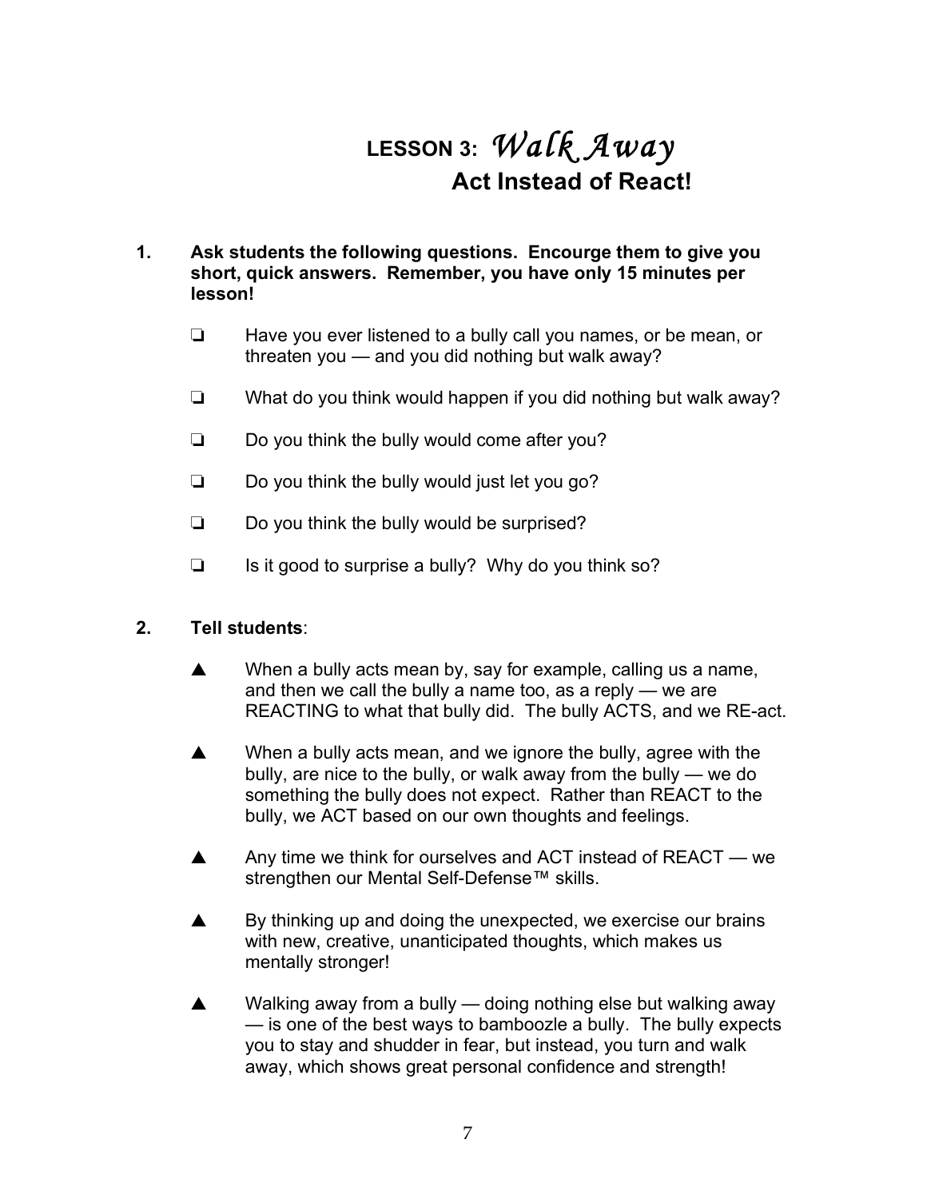# LESSON 3: *Walk Away*
## Act Instead of React!

1. **Ask students the following questions. Encourge them to give you short, quick answers. Remember, you have only 15 minutes per lesson!**

   ❏ Have you ever listened to a bully call you names, or be mean, or threaten you — and you did nothing but walk away?

   ❏ What do you think would happen if you did nothing but walk away?

   ❏ Do you think the bully would come after you?

   ❏ Do you think the bully would just let you go?

   ❏ Do you think the bully would be surprised?

   ❏ Is it good to surprise a bully? Why do you think so?

2. **Tell students**:

   ▲ When a bully acts mean by, say for example, calling us a name, and then we call the bully a name too, as a reply — we are REACTING to what that bully did. The bully ACTS, and we RE-act.

   ▲ When a bully acts mean, and we ignore the bully, agree with the bully, are nice to the bully, or walk away from the bully — we do something the bully does not expect. Rather than REACT to the bully, we ACT based on our own thoughts and feelings.

   ▲ Any time we think for ourselves and ACT instead of REACT — we strengthen our Mental Self-Defense™ skills.

   ▲ By thinking up and doing the unexpected, we exercise our brains with new, creative, unanticipated thoughts, which makes us mentally stronger!

   ▲ Walking away from a bully — doing nothing else but walking away — is one of the best ways to bamboozle a bully. The bully expects you to stay and shudder in fear, but instead, you turn and walk away, which shows great personal confidence and strength!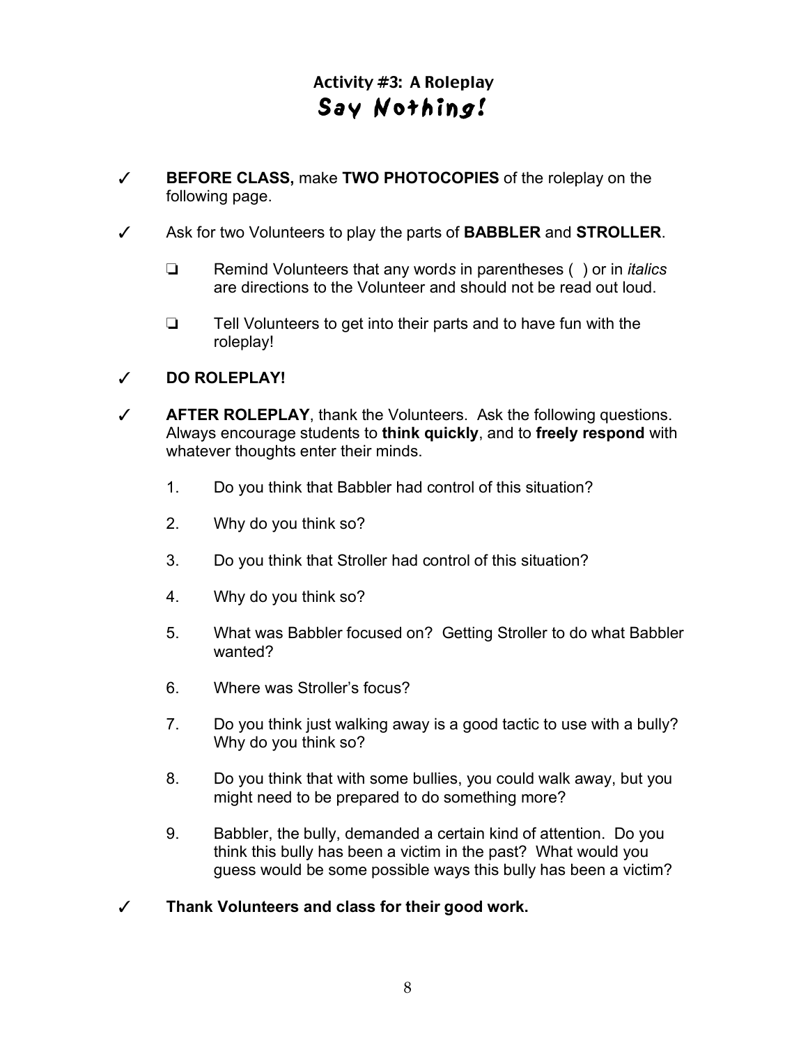## Activity #3: A Roleplay
# Say Nothing!

✓ **BEFORE CLASS,** make **TWO PHOTOCOPIES** of the roleplay on the following page.

✓ Ask for two Volunteers to play the parts of **BABBLER** and **STROLLER**.

- ❑ Remind Volunteers that any words in parentheses ( ) or in *italics* are directions to the Volunteer and should not be read out loud.
- ❑ Tell Volunteers to get into their parts and to have fun with the roleplay!

✓ **DO ROLEPLAY!**

✓ **AFTER ROLEPLAY**, thank the Volunteers. Ask the following questions. Always encourage students to **think quickly**, and to **freely respond** with whatever thoughts enter their minds.

1. Do you think that Babbler had control of this situation?
2. Why do you think so?
3. Do you think that Stroller had control of this situation?
4. Why do you think so?
5. What was Babbler focused on? Getting Stroller to do what Babbler wanted?
6. Where was Stroller's focus?
7. Do you think just walking away is a good tactic to use with a bully? Why do you think so?
8. Do you think that with some bullies, you could walk away, but you might need to be prepared to do something more?
9. Babbler, the bully, demanded a certain kind of attention. Do you think this bully has been a victim in the past? What would you guess would be some possible ways this bully has been a victim?

✓ **Thank Volunteers and class for their good work.**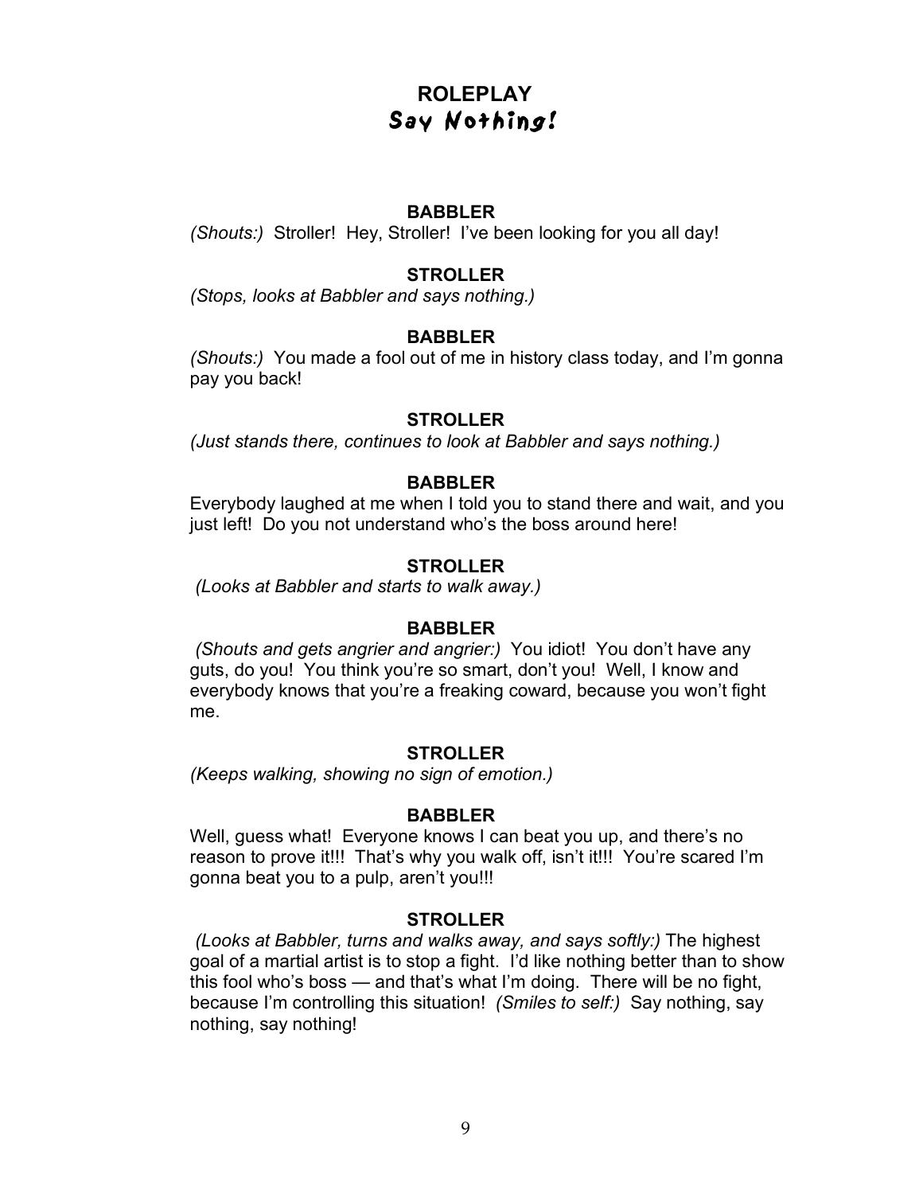# ROLEPLAY
## Say Nothing!

**BABBLER**

*(Shouts:)* Stroller! Hey, Stroller! I've been looking for you all day!

**STROLLER**

*(Stops, looks at Babbler and says nothing.)*

**BABBLER**

*(Shouts:)* You made a fool out of me in history class today, and I'm gonna pay you back!

**STROLLER**

*(Just stands there, continues to look at Babbler and says nothing.)*

**BABBLER**

Everybody laughed at me when I told you to stand there and wait, and you just left! Do you not understand who's the boss around here!

**STROLLER**

*(Looks at Babbler and starts to walk away.)*

**BABBLER**

*(Shouts and gets angrier and angrier:)* You idiot! You don't have any guts, do you! You think you're so smart, don't you! Well, I know and everybody knows that you're a freaking coward, because you won't fight me.

**STROLLER**

*(Keeps walking, showing no sign of emotion.)*

**BABBLER**

Well, guess what! Everyone knows I can beat you up, and there's no reason to prove it!!! That's why you walk off, isn't it!!! You're scared I'm gonna beat you to a pulp, aren't you!!!

**STROLLER**

*(Looks at Babbler, turns and walks away, and says softly:)* The highest goal of a martial artist is to stop a fight. I'd like nothing better than to show this fool who's boss — and that's what I'm doing. There will be no fight, because I'm controlling this situation! *(Smiles to self:)* Say nothing, say nothing, say nothing!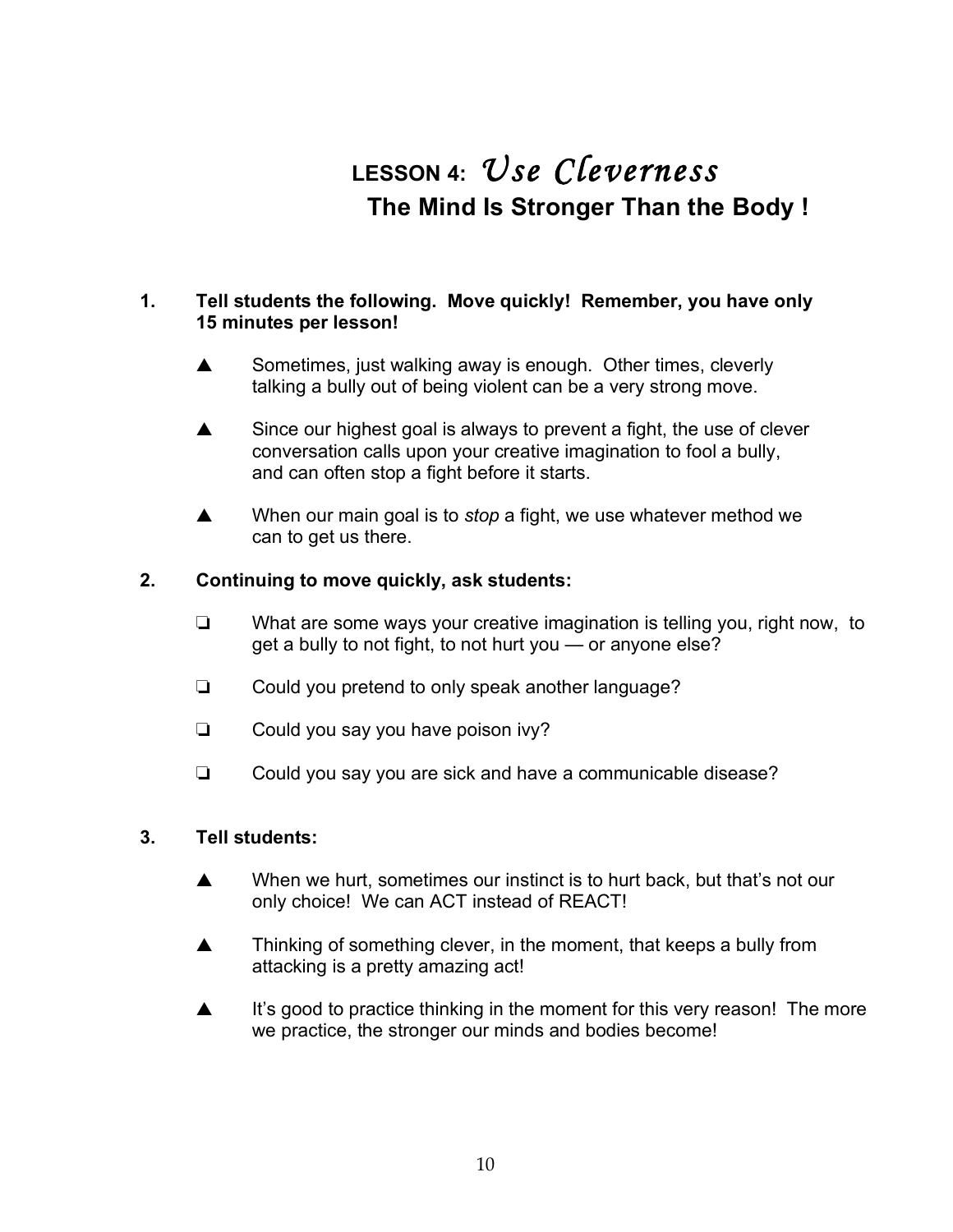# LESSON 4: *Use Cleverness*

## The Mind Is Stronger Than the Body !

1. **Tell students the following. Move quickly! Remember, you have only 15 minutes per lesson!**

   ▲ Sometimes, just walking away is enough. Other times, cleverly talking a bully out of being violent can be a very strong move.

   ▲ Since our highest goal is always to prevent a fight, the use of clever conversation calls upon your creative imagination to fool a bully, and can often stop a fight before it starts.

   ▲ When our main goal is to *stop* a fight, we use whatever method we can to get us there.

2. **Continuing to move quickly, ask students:**

   ❏ What are some ways your creative imagination is telling you, right now, to get a bully to not fight, to not hurt you — or anyone else?

   ❏ Could you pretend to only speak another language?

   ❏ Could you say you have poison ivy?

   ❏ Could you say you are sick and have a communicable disease?

3. **Tell students:**

   ▲ When we hurt, sometimes our instinct is to hurt back, but that's not our only choice! We can ACT instead of REACT!

   ▲ Thinking of something clever, in the moment, that keeps a bully from attacking is a pretty amazing act!

   ▲ It's good to practice thinking in the moment for this very reason! The more we practice, the stronger our minds and bodies become!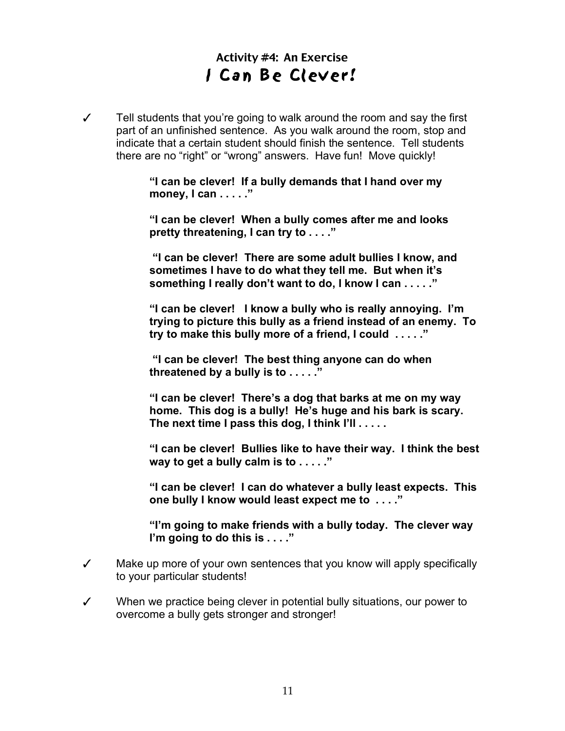## Activity #4: An Exercise
# I Can Be Clever!

✓ Tell students that you're going to walk around the room and say the first part of an unfinished sentence. As you walk around the room, stop and indicate that a certain student should finish the sentence. Tell students there are no "right" or "wrong" answers. Have fun! Move quickly!

> **"I can be clever! If a bully demands that I hand over my money, I can . . . . ."**
>
> **"I can be clever! When a bully comes after me and looks pretty threatening, I can try to . . . ."**
>
> **"I can be clever! There are some adult bullies I know, and sometimes I have to do what they tell me. But when it's something I really don't want to do, I know I can . . . . ."**
>
> **"I can be clever! I know a bully who is really annoying. I'm trying to picture this bully as a friend instead of an enemy. To try to make this bully more of a friend, I could . . . . ."**
>
> **"I can be clever! The best thing anyone can do when threatened by a bully is to . . . . ."**
>
> **"I can be clever! There's a dog that barks at me on my way home. This dog is a bully! He's huge and his bark is scary. The next time I pass this dog, I think I'll . . . . .**
>
> **"I can be clever! Bullies like to have their way. I think the best way to get a bully calm is to . . . . ."**
>
> **"I can be clever! I can do whatever a bully least expects. This one bully I know would least expect me to . . . ."**
>
> **"I'm going to make friends with a bully today. The clever way I'm going to do this is . . . ."**

✓ Make up more of your own sentences that you know will apply specifically to your particular students!

✓ When we practice being clever in potential bully situations, our power to overcome a bully gets stronger and stronger!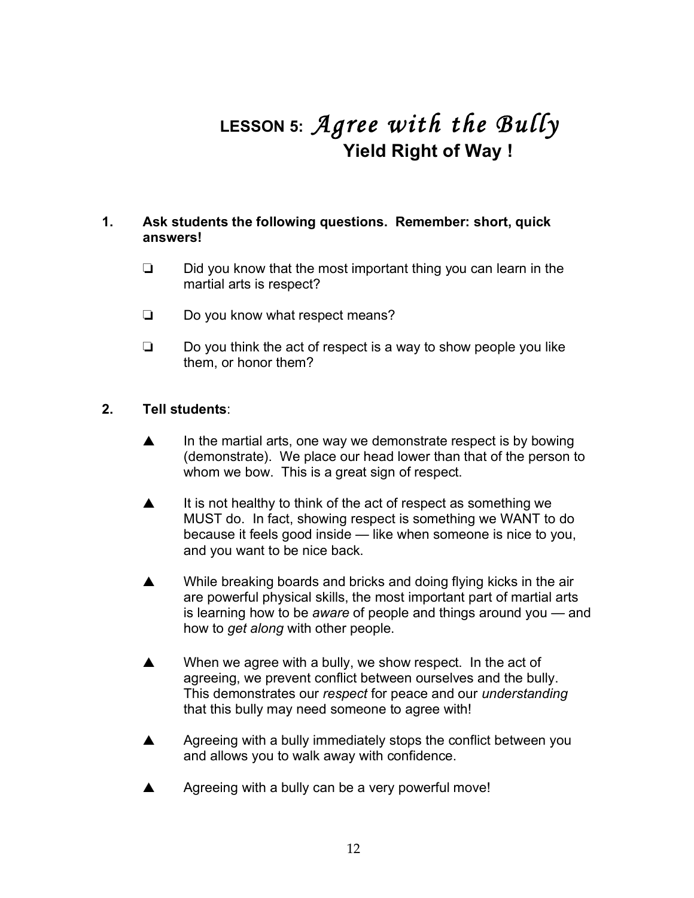# LESSON 5: *Agree with the Bully*
## Yield Right of Way !

**1. Ask students the following questions. Remember: short, quick answers!**

- ❏ Did you know that the most important thing you can learn in the martial arts is respect?
- ❏ Do you know what respect means?
- ❏ Do you think the act of respect is a way to show people you like them, or honor them?

**2. Tell students**:

- ▲ In the martial arts, one way we demonstrate respect is by bowing (demonstrate). We place our head lower than that of the person to whom we bow. This is a great sign of respect.
- ▲ It is not healthy to think of the act of respect as something we MUST do. In fact, showing respect is something we WANT to do because it feels good inside — like when someone is nice to you, and you want to be nice back.
- ▲ While breaking boards and bricks and doing flying kicks in the air are powerful physical skills, the most important part of martial arts is learning how to be *aware* of people and things around you — and how to *get along* with other people.
- ▲ When we agree with a bully, we show respect. In the act of agreeing, we prevent conflict between ourselves and the bully. This demonstrates our *respect* for peace and our *understanding* that this bully may need someone to agree with!
- ▲ Agreeing with a bully immediately stops the conflict between you and allows you to walk away with confidence.
- ▲ Agreeing with a bully can be a very powerful move!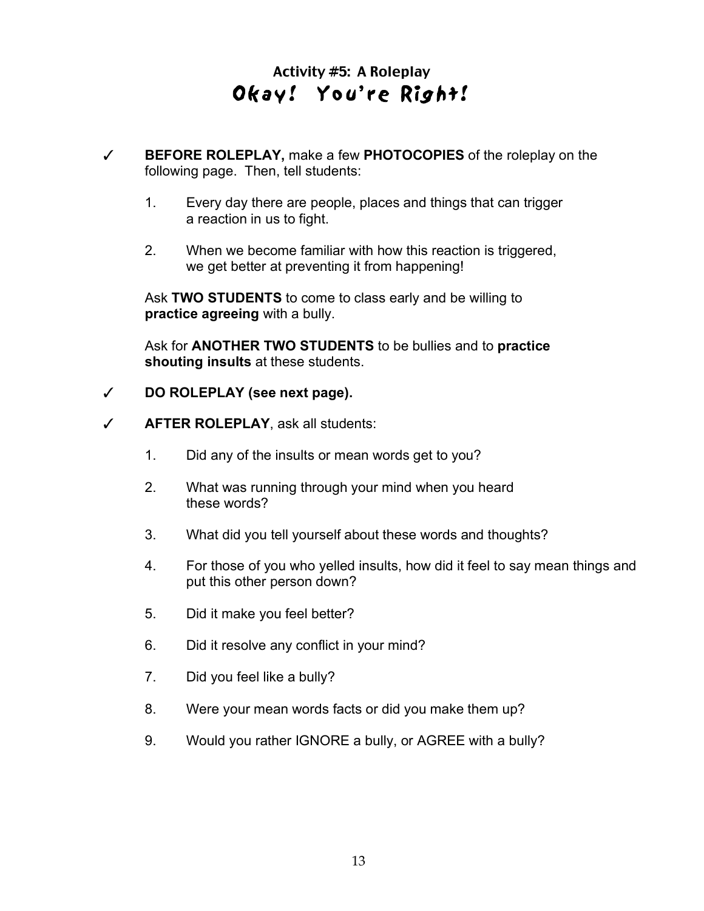## Activity #5: A Roleplay

# Okay! You're Right!

✓ **BEFORE ROLEPLAY,** make a few **PHOTOCOPIES** of the roleplay on the following page. Then, tell students:

1. Every day there are people, places and things that can trigger a reaction in us to fight.
2. When we become familiar with how this reaction is triggered, we get better at preventing it from happening!

Ask **TWO STUDENTS** to come to class early and be willing to **practice agreeing** with a bully.

Ask for **ANOTHER TWO STUDENTS** to be bullies and to **practice shouting insults** at these students.

✓ **DO ROLEPLAY (see next page).**

✓ **AFTER ROLEPLAY**, ask all students:

1. Did any of the insults or mean words get to you?
2. What was running through your mind when you heard these words?
3. What did you tell yourself about these words and thoughts?
4. For those of you who yelled insults, how did it feel to say mean things and put this other person down?
5. Did it make you feel better?
6. Did it resolve any conflict in your mind?
7. Did you feel like a bully?
8. Were your mean words facts or did you make them up?
9. Would you rather IGNORE a bully, or AGREE with a bully?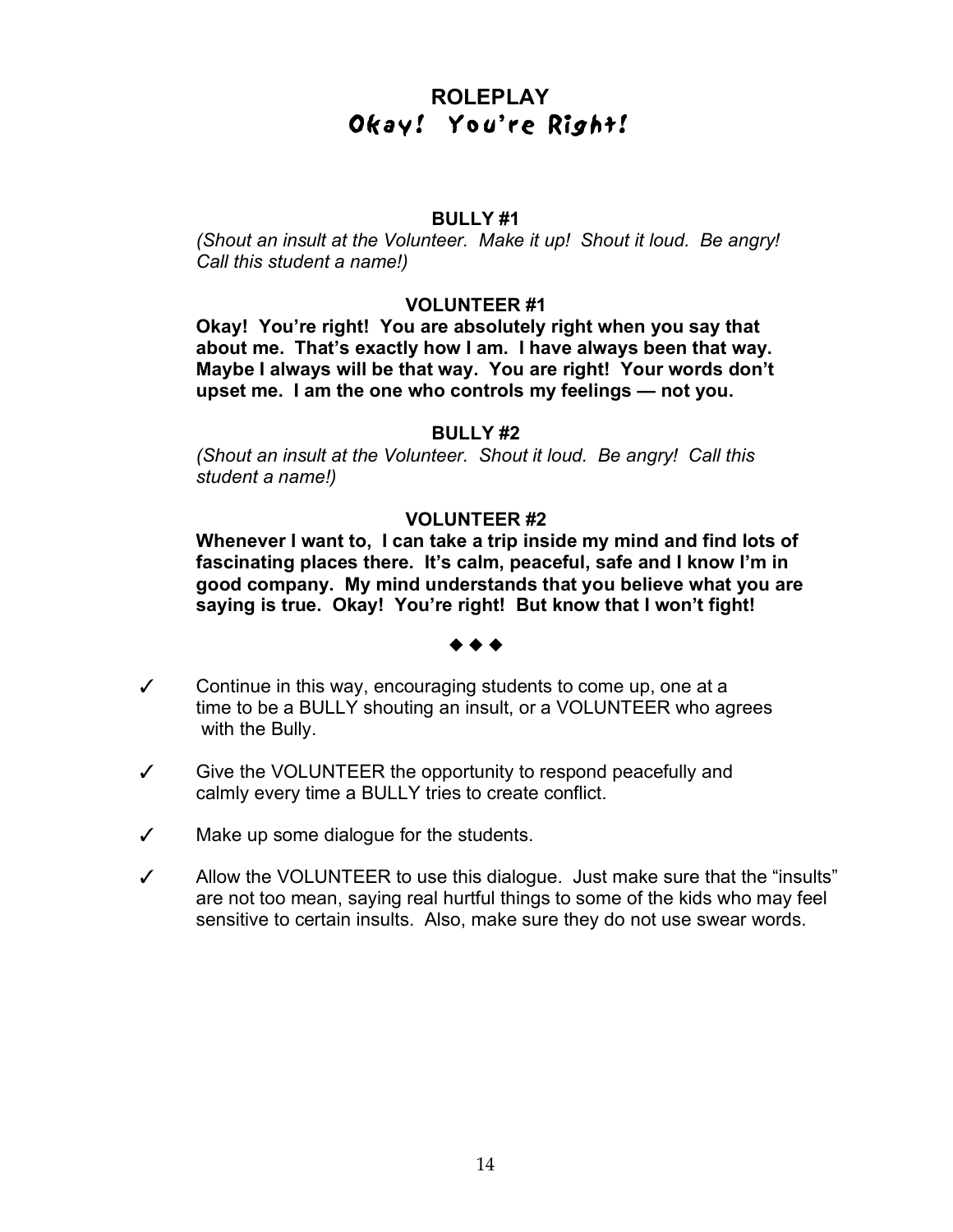# ROLEPLAY
## Okay! You're Right!

**BULLY #1**

*(Shout an insult at the Volunteer. Make it up! Shout it loud. Be angry! Call this student a name!)*

**VOLUNTEER #1**

**Okay! You're right! You are absolutely right when you say that about me. That's exactly how I am. I have always been that way. Maybe I always will be that way. You are right! Your words don't upset me. I am the one who controls my feelings — not you.**

**BULLY #2**

*(Shout an insult at the Volunteer. Shout it loud. Be angry! Call this student a name!)*

**VOLUNTEER #2**

**Whenever I want to, I can take a trip inside my mind and find lots of fascinating places there. It's calm, peaceful, safe and I know I'm in good company. My mind understands that you believe what you are saying is true. Okay! You're right! But know that I won't fight!**

◆ ◆ ◆

- ✓ Continue in this way, encouraging students to come up, one at a time to be a BULLY shouting an insult, or a VOLUNTEER who agrees with the Bully.
- ✓ Give the VOLUNTEER the opportunity to respond peacefully and calmly every time a BULLY tries to create conflict.
- ✓ Make up some dialogue for the students.
- ✓ Allow the VOLUNTEER to use this dialogue. Just make sure that the "insults" are not too mean, saying real hurtful things to some of the kids who may feel sensitive to certain insults. Also, make sure they do not use swear words.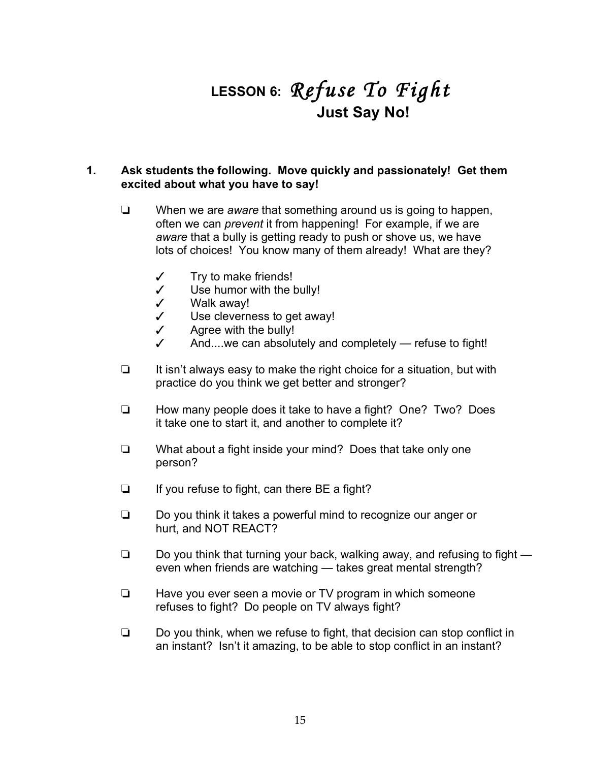# LESSON 6: *Refuse To Fight*

## Just Say No!

**1. Ask students the following. Move quickly and passionately! Get them excited about what you have to say!**

- ❏ When we are *aware* that something around us is going to happen, often we can *prevent* it from happening! For example, if we are *aware* that a bully is getting ready to push or shove us, we have lots of choices! You know many of them already! What are they?

  - ✓ Try to make friends!
  - ✓ Use humor with the bully!
  - ✓ Walk away!
  - ✓ Use cleverness to get away!
  - ✓ Agree with the bully!
  - ✓ And....we can absolutely and completely — refuse to fight!

- ❏ It isn't always easy to make the right choice for a situation, but with practice do you think we get better and stronger?

- ❏ How many people does it take to have a fight? One? Two? Does it take one to start it, and another to complete it?

- ❏ What about a fight inside your mind? Does that take only one person?

- ❏ If you refuse to fight, can there BE a fight?

- ❏ Do you think it takes a powerful mind to recognize our anger or hurt, and NOT REACT?

- ❏ Do you think that turning your back, walking away, and refusing to fight — even when friends are watching — takes great mental strength?

- ❏ Have you ever seen a movie or TV program in which someone refuses to fight? Do people on TV always fight?

- ❏ Do you think, when we refuse to fight, that decision can stop conflict in an instant? Isn't it amazing, to be able to stop conflict in an instant?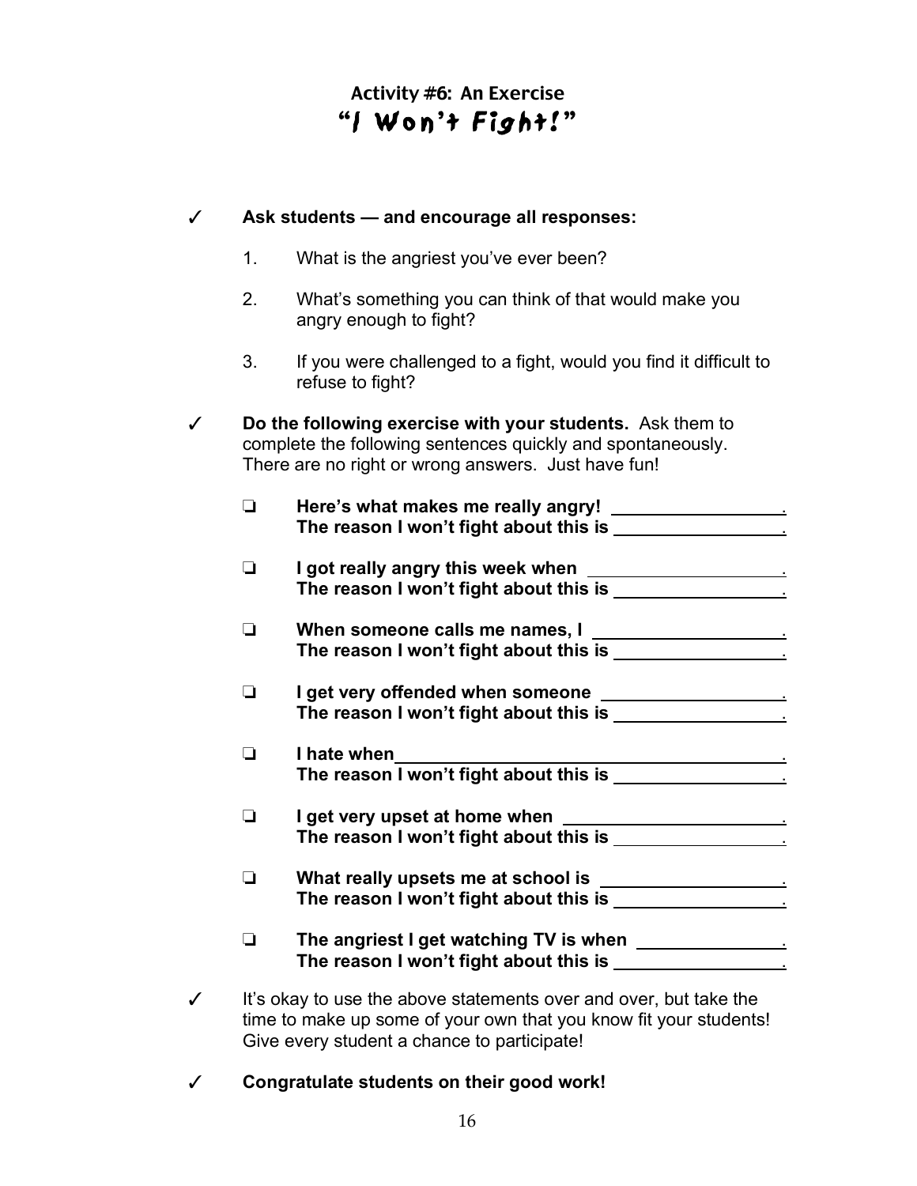# Activity #6: An Exercise
## "I Won't Fight!"

✓ **Ask students — and encourage all responses:**

1. What is the angriest you've ever been?
2. What's something you can think of that would make you angry enough to fight?
3. If you were challenged to a fight, would you find it difficult to refuse to fight?

✓ **Do the following exercise with your students.** Ask them to complete the following sentences quickly and spontaneously. There are no right or wrong answers. Just have fun!

- ❏ **Here's what makes me really angry! \_\_\_\_\_\_\_\_\_\_\_\_\_\_\_\_\_\_.**
  **The reason I won't fight about this is \_\_\_\_\_\_\_\_\_\_\_\_\_\_\_\_\_\_.**
- ❏ **I got really angry this week when \_\_\_\_\_\_\_\_\_\_\_\_\_\_\_\_\_\_\_\_.**
  **The reason I won't fight about this is \_\_\_\_\_\_\_\_\_\_\_\_\_\_\_\_\_\_.**
- ❏ **When someone calls me names, I \_\_\_\_\_\_\_\_\_\_\_\_\_\_\_\_\_\_\_\_.**
  **The reason I won't fight about this is \_\_\_\_\_\_\_\_\_\_\_\_\_\_\_\_\_\_.**
- ❏ **I get very offended when someone \_\_\_\_\_\_\_\_\_\_\_\_\_\_\_\_\_\_\_.**
  **The reason I won't fight about this is \_\_\_\_\_\_\_\_\_\_\_\_\_\_\_\_\_\_.**
- ❏ **I hate when\_\_\_\_\_\_\_\_\_\_\_\_\_\_\_\_\_\_\_\_\_\_\_\_\_\_\_\_\_\_\_\_\_\_\_\_\_\_.**
  **The reason I won't fight about this is \_\_\_\_\_\_\_\_\_\_\_\_\_\_\_\_\_\_.**
- ❏ **I get very upset at home when \_\_\_\_\_\_\_\_\_\_\_\_\_\_\_\_\_\_\_\_\_\_\_.**
  **The reason I won't fight about this is \_\_\_\_\_\_\_\_\_\_\_\_\_\_\_\_\_\_.**
- ❏ **What really upsets me at school is \_\_\_\_\_\_\_\_\_\_\_\_\_\_\_\_\_\_\_.**
  **The reason I won't fight about this is \_\_\_\_\_\_\_\_\_\_\_\_\_\_\_\_\_\_.**
- ❏ **The angriest I get watching TV is when \_\_\_\_\_\_\_\_\_\_\_\_\_\_\_\_.**
  **The reason I won't fight about this is \_\_\_\_\_\_\_\_\_\_\_\_\_\_\_\_\_\_.**

✓ It's okay to use the above statements over and over, but take the time to make up some of your own that you know fit your students! Give every student a chance to participate!

✓ **Congratulate students on their good work!**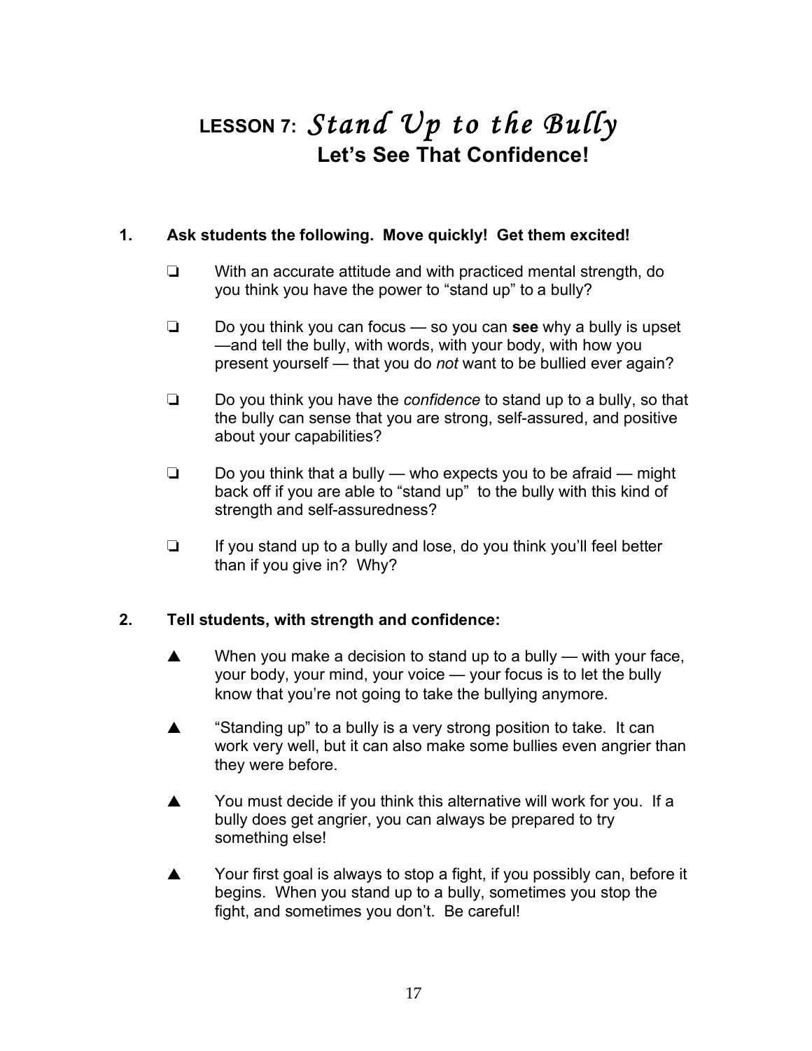# LESSON 7: *Stand Up to the Bully*

## Let's See That Confidence!

**1. Ask students the following. Move quickly! Get them excited!**

- ❏ With an accurate attitude and with practiced mental strength, do you think you have the power to "stand up" to a bully?
- ❏ Do you think you can focus — so you can **see** why a bully is upset —and tell the bully, with words, with your body, with how you present yourself — that you do *not* want to be bullied ever again?
- ❏ Do you think you have the *confidence* to stand up to a bully, so that the bully can sense that you are strong, self-assured, and positive about your capabilities?
- ❏ Do you think that a bully — who expects you to be afraid — might back off if you are able to "stand up" to the bully with this kind of strength and self-assuredness?
- ❏ If you stand up to a bully and lose, do you think you'll feel better than if you give in? Why?

**2. Tell students, with strength and confidence:**

- ▲ When you make a decision to stand up to a bully — with your face, your body, your mind, your voice — your focus is to let the bully know that you're not going to take the bullying anymore.
- ▲ "Standing up" to a bully is a very strong position to take. It can work very well, but it can also make some bullies even angrier than they were before.
- ▲ You must decide if you think this alternative will work for you. If a bully does get angrier, you can always be prepared to try something else!
- ▲ Your first goal is always to stop a fight, if you possibly can, before it begins. When you stand up to a bully, sometimes you stop the fight, and sometimes you don't. Be careful!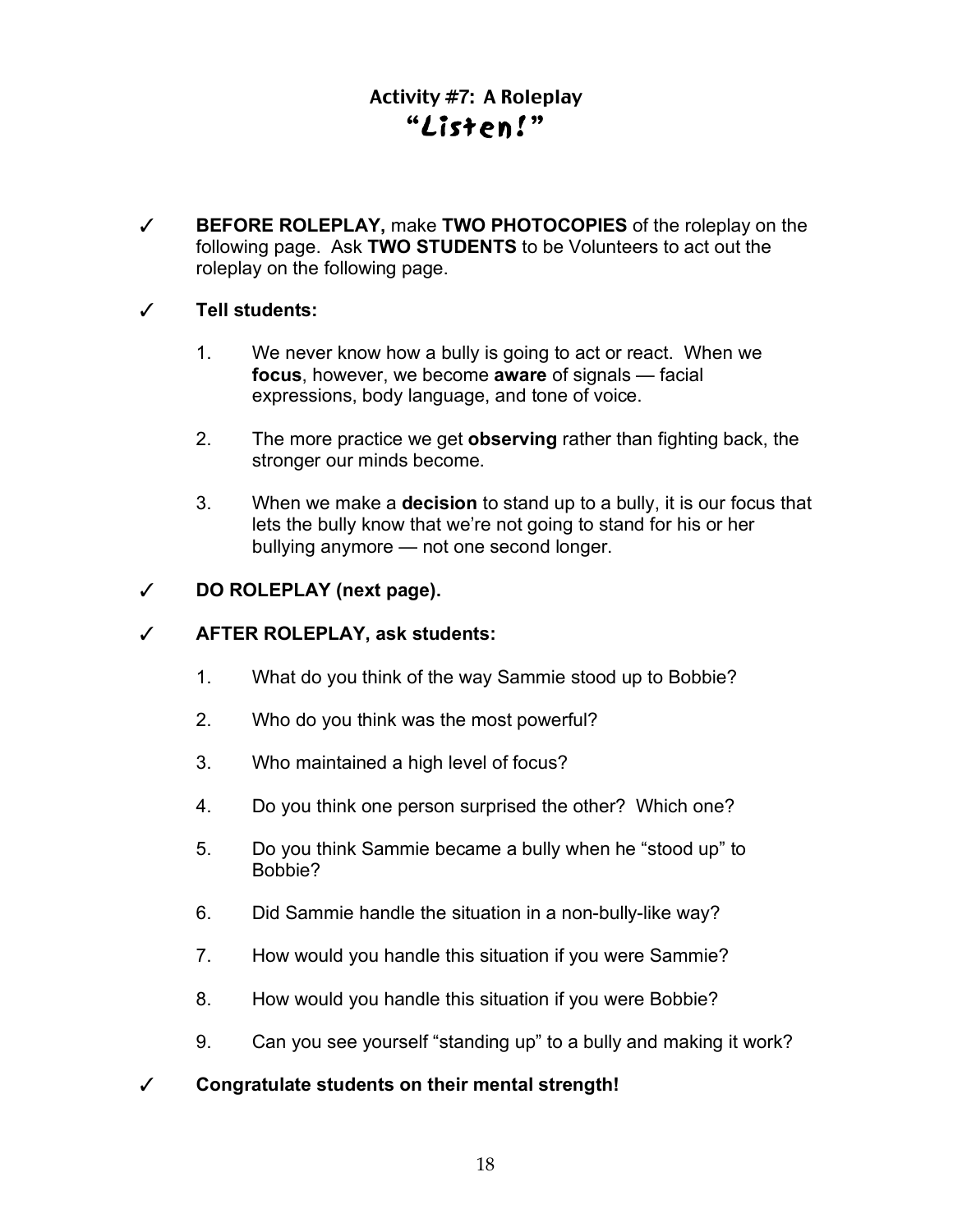## Activity #7: A Roleplay
## "Listen!"

✓ **BEFORE ROLEPLAY,** make **TWO PHOTOCOPIES** of the roleplay on the following page. Ask **TWO STUDENTS** to be Volunteers to act out the roleplay on the following page.

✓ **Tell students:**

1. We never know how a bully is going to act or react. When we **focus**, however, we become **aware** of signals — facial expressions, body language, and tone of voice.
2. The more practice we get **observing** rather than fighting back, the stronger our minds become.
3. When we make a **decision** to stand up to a bully, it is our focus that lets the bully know that we're not going to stand for his or her bullying anymore — not one second longer.

✓ **DO ROLEPLAY (next page).**

✓ **AFTER ROLEPLAY, ask students:**

1. What do you think of the way Sammie stood up to Bobbie?
2. Who do you think was the most powerful?
3. Who maintained a high level of focus?
4. Do you think one person surprised the other? Which one?
5. Do you think Sammie became a bully when he "stood up" to Bobbie?
6. Did Sammie handle the situation in a non-bully-like way?
7. How would you handle this situation if you were Sammie?
8. How would you handle this situation if you were Bobbie?
9. Can you see yourself "standing up" to a bully and making it work?

✓ **Congratulate students on their mental strength!**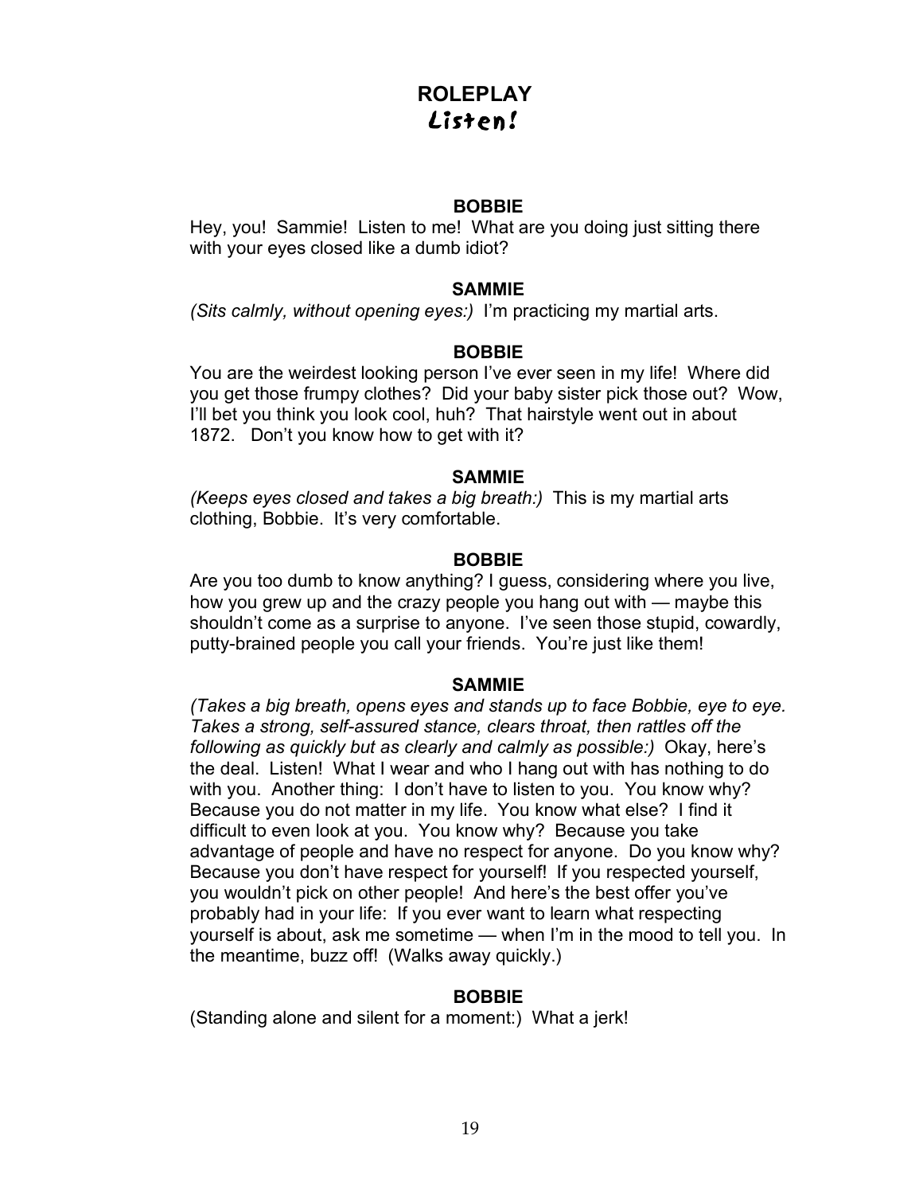# ROLEPLAY
## Listen!

**BOBBIE**

Hey, you! Sammie! Listen to me! What are you doing just sitting there with your eyes closed like a dumb idiot?

**SAMMIE**

*(Sits calmly, without opening eyes:)* I'm practicing my martial arts.

**BOBBIE**

You are the weirdest looking person I've ever seen in my life! Where did you get those frumpy clothes? Did your baby sister pick those out? Wow, I'll bet you think you look cool, huh? That hairstyle went out in about 1872. Don't you know how to get with it?

**SAMMIE**

*(Keeps eyes closed and takes a big breath:)* This is my martial arts clothing, Bobbie. It's very comfortable.

**BOBBIE**

Are you too dumb to know anything? I guess, considering where you live, how you grew up and the crazy people you hang out with — maybe this shouldn't come as a surprise to anyone. I've seen those stupid, cowardly, putty-brained people you call your friends. You're just like them!

**SAMMIE**

*(Takes a big breath, opens eyes and stands up to face Bobbie, eye to eye. Takes a strong, self-assured stance, clears throat, then rattles off the following as quickly but as clearly and calmly as possible:)* Okay, here's the deal. Listen! What I wear and who I hang out with has nothing to do with you. Another thing: I don't have to listen to you. You know why? Because you do not matter in my life. You know what else? I find it difficult to even look at you. You know why? Because you take advantage of people and have no respect for anyone. Do you know why? Because you don't have respect for yourself! If you respected yourself, you wouldn't pick on other people! And here's the best offer you've probably had in your life: If you ever want to learn what respecting yourself is about, ask me sometime — when I'm in the mood to tell you. In the meantime, buzz off! (Walks away quickly.)

**BOBBIE**

(Standing alone and silent for a moment:) What a jerk!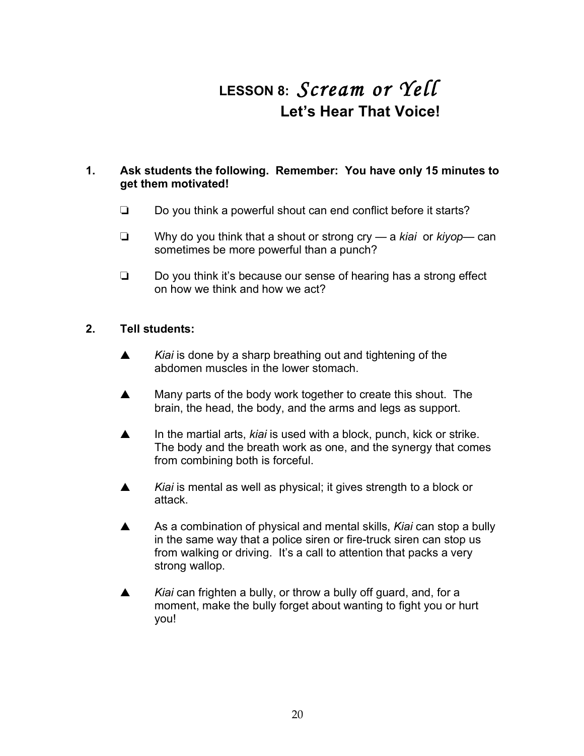# LESSON 8: *Scream or Yell*
## Let's Hear That Voice!

**1. Ask students the following. Remember: You have only 15 minutes to get them motivated!**

- ❏ Do you think a powerful shout can end conflict before it starts?
- ❏ Why do you think that a shout or strong cry — a *kiai* or *kiyop*— can sometimes be more powerful than a punch?
- ❏ Do you think it's because our sense of hearing has a strong effect on how we think and how we act?

**2. Tell students:**

- ▲ *Kiai* is done by a sharp breathing out and tightening of the abdomen muscles in the lower stomach.
- ▲ Many parts of the body work together to create this shout. The brain, the head, the body, and the arms and legs as support.
- ▲ In the martial arts, *kiai* is used with a block, punch, kick or strike. The body and the breath work as one, and the synergy that comes from combining both is forceful.
- ▲ *Kiai* is mental as well as physical; it gives strength to a block or attack.
- ▲ As a combination of physical and mental skills, *Kiai* can stop a bully in the same way that a police siren or fire-truck siren can stop us from walking or driving. It's a call to attention that packs a very strong wallop.
- ▲ *Kiai* can frighten a bully, or throw a bully off guard, and, for a moment, make the bully forget about wanting to fight you or hurt you!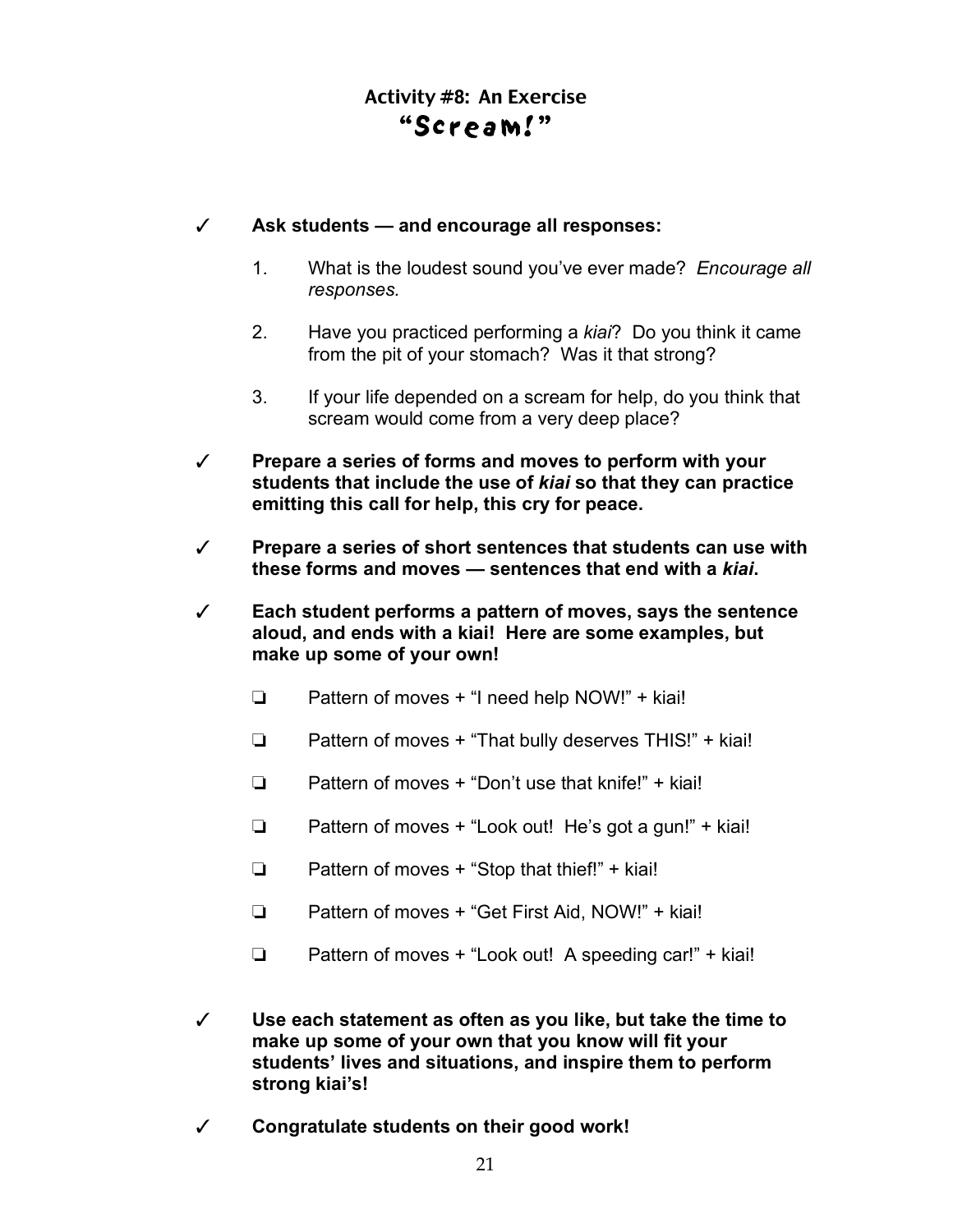## Activity #8: An Exercise
## "Scream!"

✓ **Ask students — and encourage all responses:**

1. What is the loudest sound you've ever made? *Encourage all responses.*

2. Have you practiced performing a *kiai*? Do you think it came from the pit of your stomach? Was it that strong?

3. If your life depended on a scream for help, do you think that scream would come from a very deep place?

✓ **Prepare a series of forms and moves to perform with your students that include the use of *kiai* so that they can practice emitting this call for help, this cry for peace.**

✓ **Prepare a series of short sentences that students can use with these forms and moves — sentences that end with a *kiai*.**

✓ **Each student performs a pattern of moves, says the sentence aloud, and ends with a kiai! Here are some examples, but make up some of your own!**

- ❏ Pattern of moves + "I need help NOW!" + kiai!
- ❏ Pattern of moves + "That bully deserves THIS!" + kiai!
- ❏ Pattern of moves + "Don't use that knife!" + kiai!
- ❏ Pattern of moves + "Look out! He's got a gun!" + kiai!
- ❏ Pattern of moves + "Stop that thief!" + kiai!
- ❏ Pattern of moves + "Get First Aid, NOW!" + kiai!
- ❏ Pattern of moves + "Look out! A speeding car!" + kiai!

✓ **Use each statement as often as you like, but take the time to make up some of your own that you know will fit your students' lives and situations, and inspire them to perform strong kiai's!**

✓ **Congratulate students on their good work!**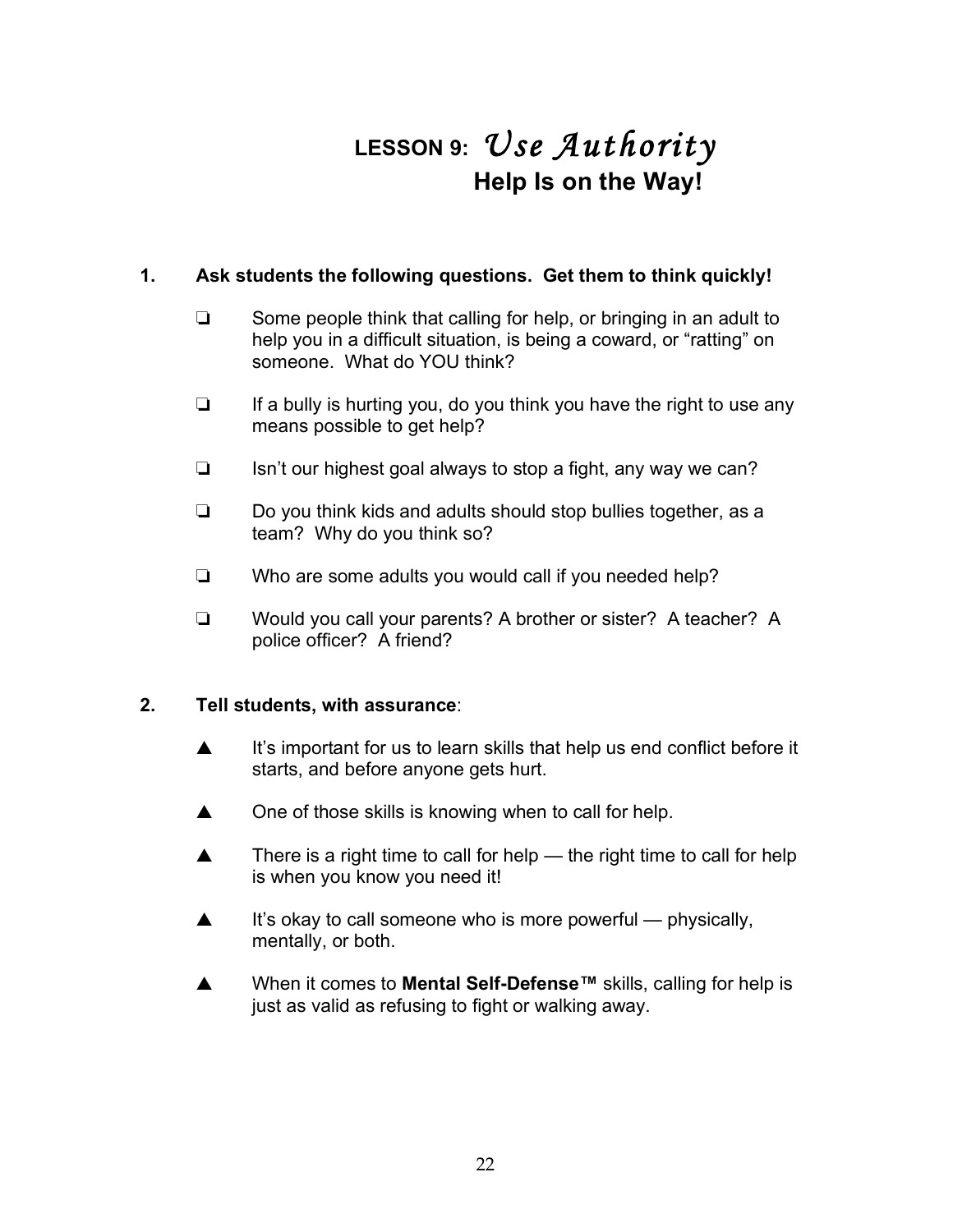# LESSON 9: *Use Authority*
## Help Is on the Way!

**1. Ask students the following questions. Get them to think quickly!**

- ❑ Some people think that calling for help, or bringing in an adult to help you in a difficult situation, is being a coward, or "ratting" on someone. What do YOU think?
- ❑ If a bully is hurting you, do you think you have the right to use any means possible to get help?
- ❑ Isn't our highest goal always to stop a fight, any way we can?
- ❑ Do you think kids and adults should stop bullies together, as a team? Why do you think so?
- ❑ Who are some adults you would call if you needed help?
- ❑ Would you call your parents? A brother or sister? A teacher? A police officer? A friend?

**2. Tell students, with assurance**:

- ▲ It's important for us to learn skills that help us end conflict before it starts, and before anyone gets hurt.
- ▲ One of those skills is knowing when to call for help.
- ▲ There is a right time to call for help — the right time to call for help is when you know you need it!
- ▲ It's okay to call someone who is more powerful — physically, mentally, or both.
- ▲ When it comes to **Mental Self-Defense™** skills, calling for help is just as valid as refusing to fight or walking away.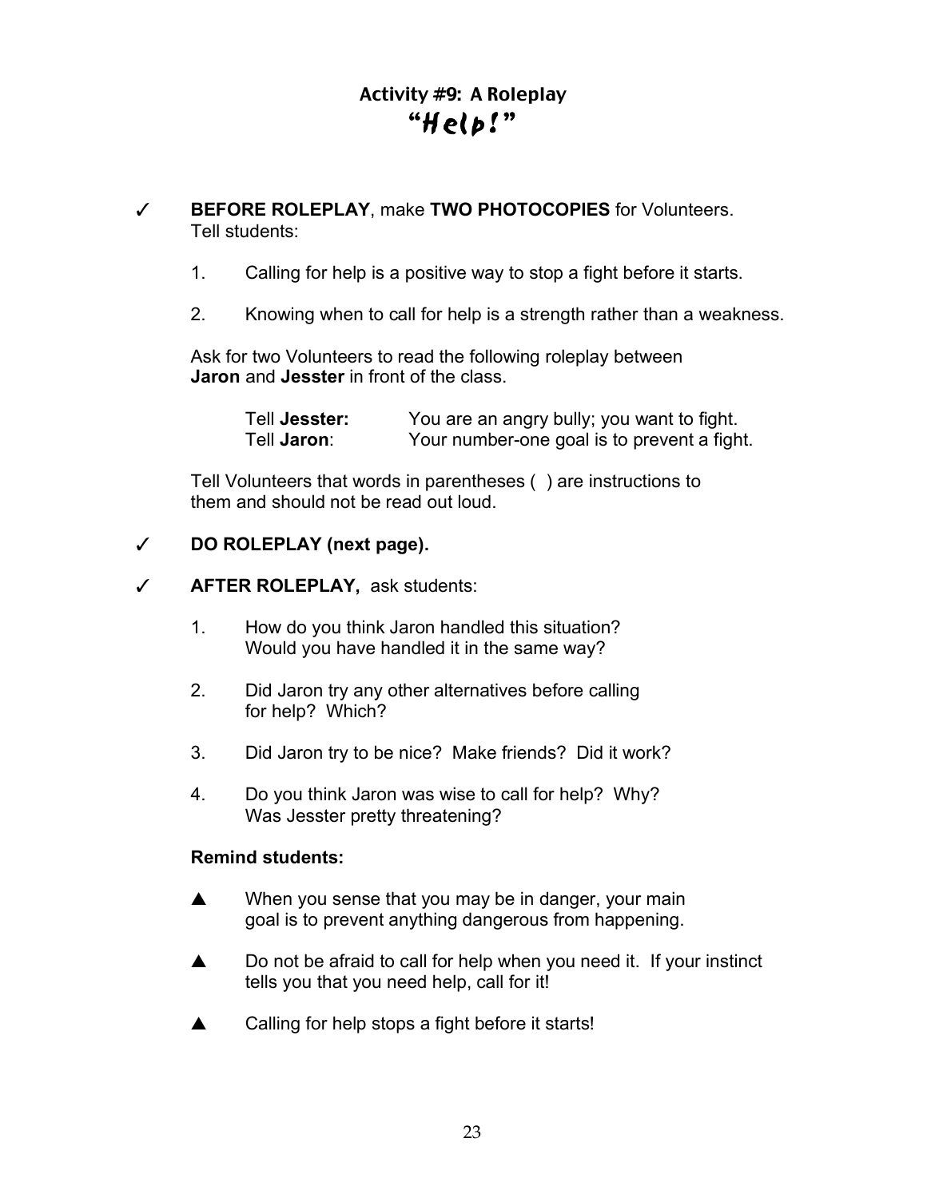# Activity #9: A Roleplay
## "Help!"

✓ **BEFORE ROLEPLAY**, make **TWO PHOTOCOPIES** for Volunteers. Tell students:

1. Calling for help is a positive way to stop a fight before it starts.
2. Knowing when to call for help is a strength rather than a weakness.

Ask for two Volunteers to read the following roleplay between **Jaron** and **Jesster** in front of the class.

| | |
|---|---|
| Tell **Jesster:** | You are an angry bully; you want to fight. |
| Tell **Jaron**: | Your number-one goal is to prevent a fight. |

Tell Volunteers that words in parentheses ( ) are instructions to them and should not be read out loud.

✓ **DO ROLEPLAY (next page).**

✓ **AFTER ROLEPLAY,** ask students:

1. How do you think Jaron handled this situation? Would you have handled it in the same way?
2. Did Jaron try any other alternatives before calling for help? Which?
3. Did Jaron try to be nice? Make friends? Did it work?
4. Do you think Jaron was wise to call for help? Why? Was Jesster pretty threatening?

**Remind students:**

▲ When you sense that you may be in danger, your main goal is to prevent anything dangerous from happening.

▲ Do not be afraid to call for help when you need it. If your instinct tells you that you need help, call for it!

▲ Calling for help stops a fight before it starts!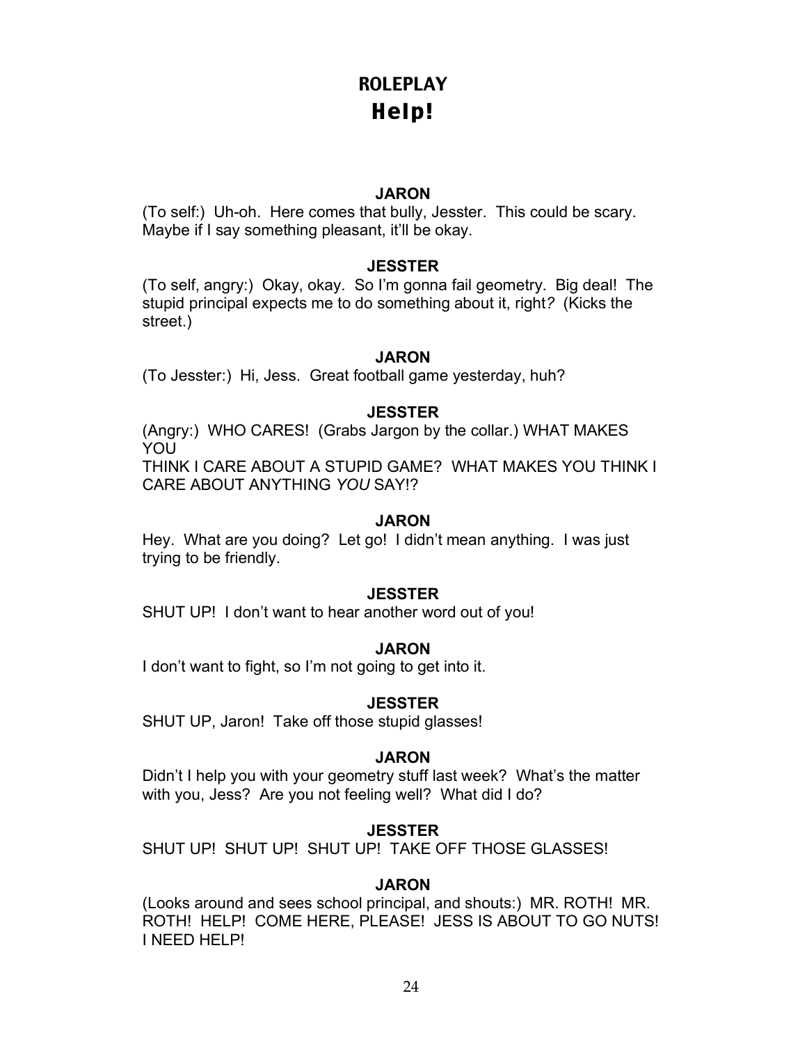# ROLEPLAY
## Help!

**JARON**

(To self:) Uh-oh. Here comes that bully, Jesster. This could be scary. Maybe if I say something pleasant, it'll be okay.

**JESSTER**

(To self, angry:) Okay, okay. So I'm gonna fail geometry. Big deal! The stupid principal expects me to do something about it, right*?* (Kicks the street.)

**JARON**

(To Jesster:) Hi, Jess. Great football game yesterday, huh?

**JESSTER**

(Angry:) WHO CARES! (Grabs Jargon by the collar.) WHAT MAKES YOU
THINK I CARE ABOUT A STUPID GAME? WHAT MAKES YOU THINK I CARE ABOUT ANYTHING *YOU* SAY!?

**JARON**

Hey. What are you doing? Let go! I didn't mean anything. I was just trying to be friendly.

**JESSTER**

SHUT UP! I don't want to hear another word out of you!

**JARON**

I don't want to fight, so I'm not going to get into it.

**JESSTER**

SHUT UP, Jaron! Take off those stupid glasses!

**JARON**

Didn't I help you with your geometry stuff last week? What's the matter with you, Jess? Are you not feeling well? What did I do?

**JESSTER**

SHUT UP! SHUT UP! SHUT UP! TAKE OFF THOSE GLASSES!

**JARON**

(Looks around and sees school principal, and shouts:) MR. ROTH! MR. ROTH! HELP! COME HERE, PLEASE! JESS IS ABOUT TO GO NUTS! I NEED HELP!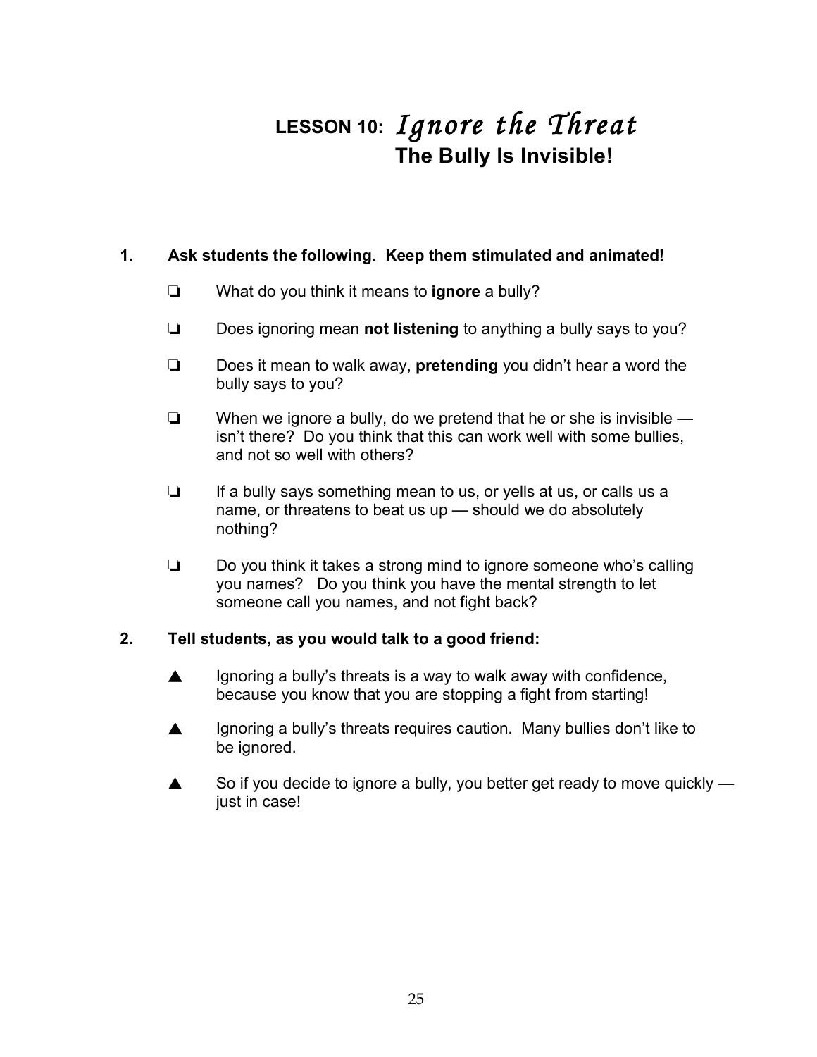# LESSON 10: *Ignore the Threat*
## The Bully Is Invisible!

**1. Ask students the following. Keep them stimulated and animated!**

- ❏ What do you think it means to **ignore** a bully?
- ❏ Does ignoring mean **not listening** to anything a bully says to you?
- ❏ Does it mean to walk away, **pretending** you didn't hear a word the bully says to you?
- ❏ When we ignore a bully, do we pretend that he or she is invisible — isn't there? Do you think that this can work well with some bullies, and not so well with others?
- ❏ If a bully says something mean to us, or yells at us, or calls us a name, or threatens to beat us up — should we do absolutely nothing?
- ❏ Do you think it takes a strong mind to ignore someone who's calling you names? Do you think you have the mental strength to let someone call you names, and not fight back?

**2. Tell students, as you would talk to a good friend:**

- ▲ Ignoring a bully's threats is a way to walk away with confidence, because you know that you are stopping a fight from starting!
- ▲ Ignoring a bully's threats requires caution. Many bullies don't like to be ignored.
- ▲ So if you decide to ignore a bully, you better get ready to move quickly — just in case!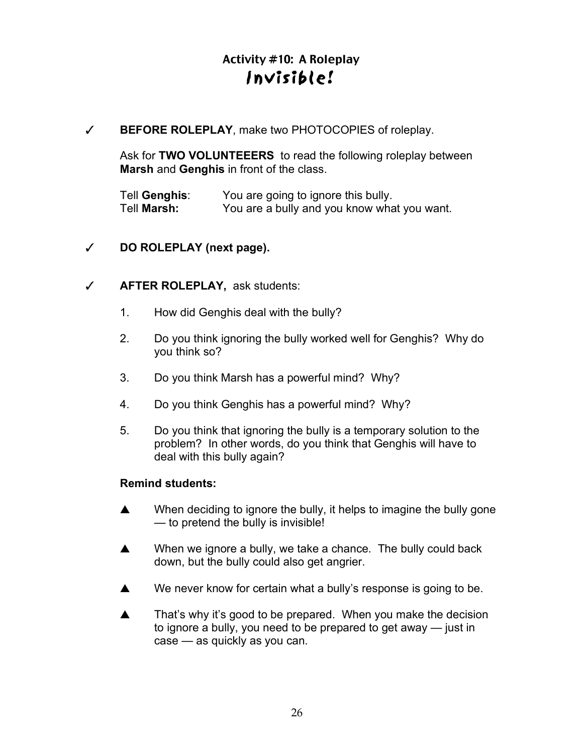## Activity #10: A Roleplay
# Invisible!

✓ **BEFORE ROLEPLAY**, make two PHOTOCOPIES of roleplay.

Ask for **TWO VOLUNTEEERS** to read the following roleplay between **Marsh** and **Genghis** in front of the class.

Tell **Genghis**: You are going to ignore this bully.
Tell **Marsh:** You are a bully and you know what you want.

✓ **DO ROLEPLAY (next page).**

✓ **AFTER ROLEPLAY,** ask students:

1. How did Genghis deal with the bully?
2. Do you think ignoring the bully worked well for Genghis? Why do you think so?
3. Do you think Marsh has a powerful mind? Why?
4. Do you think Genghis has a powerful mind? Why?
5. Do you think that ignoring the bully is a temporary solution to the problem? In other words, do you think that Genghis will have to deal with this bully again?

**Remind students:**

▲ When deciding to ignore the bully, it helps to imagine the bully gone — to pretend the bully is invisible!

▲ When we ignore a bully, we take a chance. The bully could back down, but the bully could also get angrier.

▲ We never know for certain what a bully's response is going to be.

▲ That's why it's good to be prepared. When you make the decision to ignore a bully, you need to be prepared to get away — just in case — as quickly as you can.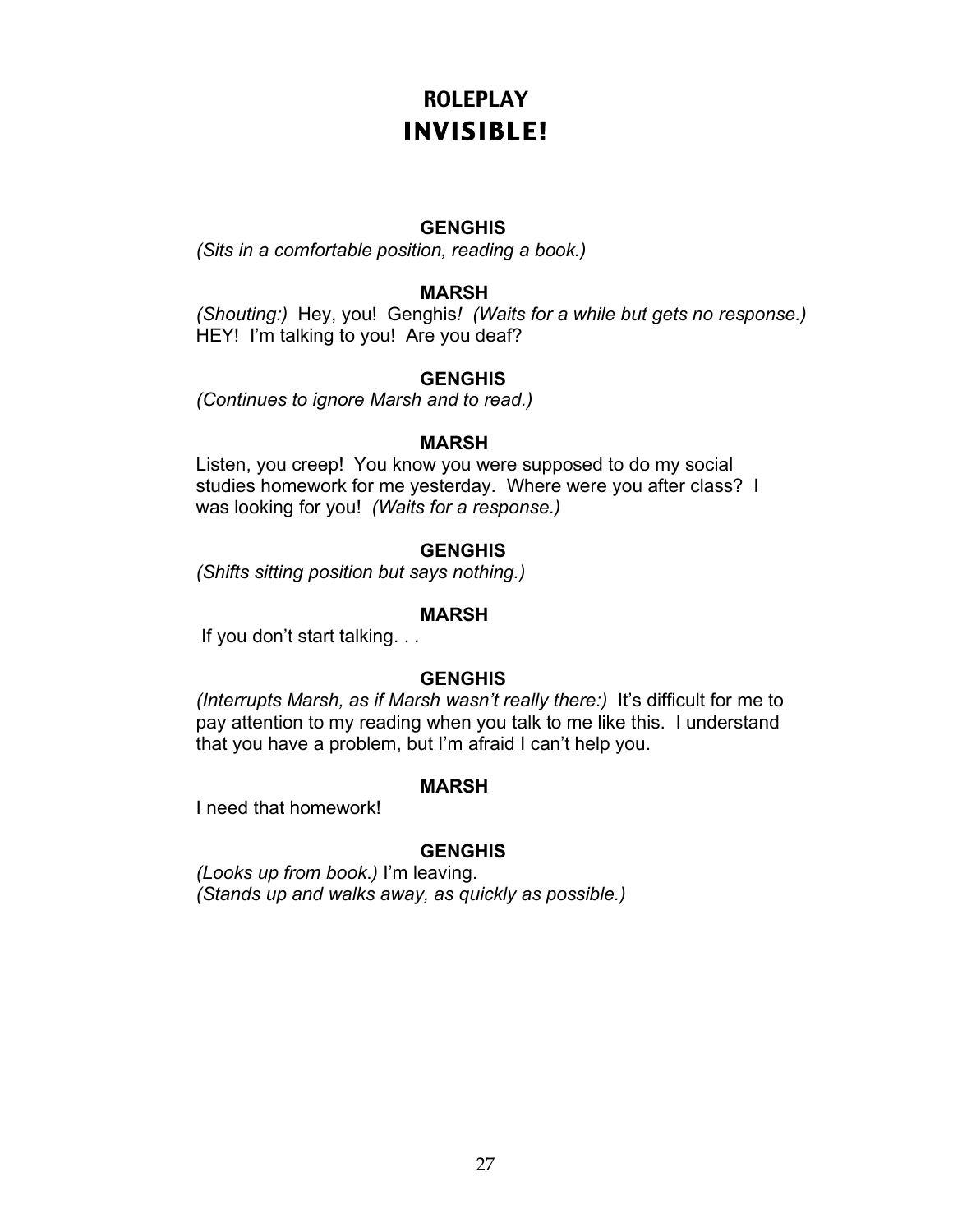# ROLEPLAY
## INVISIBLE!

**GENGHIS**

*(Sits in a comfortable position, reading a book.)*

**MARSH**

*(Shouting:)* Hey, you! Genghis*!* *(Waits for a while but gets no response.)* HEY! I'm talking to you! Are you deaf?

**GENGHIS**

*(Continues to ignore Marsh and to read.)*

**MARSH**

Listen, you creep! You know you were supposed to do my social studies homework for me yesterday. Where were you after class? I was looking for you! *(Waits for a response.)*

**GENGHIS**

*(Shifts sitting position but says nothing.)*

**MARSH**

If you don't start talking. . .

**GENGHIS**

*(Interrupts Marsh, as if Marsh wasn't really there:)* It's difficult for me to pay attention to my reading when you talk to me like this. I understand that you have a problem, but I'm afraid I can't help you.

**MARSH**

I need that homework!

**GENGHIS**

*(Looks up from book.)* I'm leaving.
*(Stands up and walks away, as quickly as possible.)*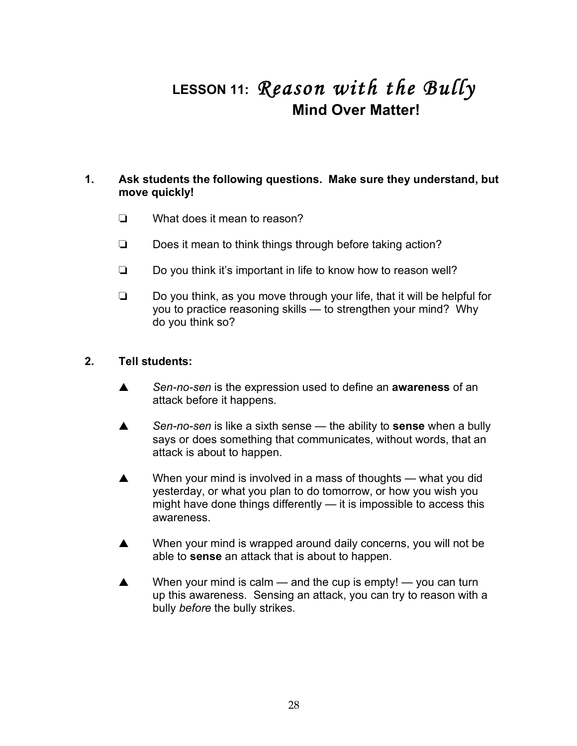# LESSON 11: *Reason with the Bully*
## Mind Over Matter!

**1. Ask students the following questions. Make sure they understand, but move quickly!**

- ❑ What does it mean to reason?
- ❑ Does it mean to think things through before taking action?
- ❑ Do you think it's important in life to know how to reason well?
- ❑ Do you think, as you move through your life, that it will be helpful for you to practice reasoning skills — to strengthen your mind? Why do you think so?

**2. Tell students:**

- ▲ *Sen-no-sen* is the expression used to define an **awareness** of an attack before it happens.
- ▲ *Sen-no-sen* is like a sixth sense — the ability to **sense** when a bully says or does something that communicates, without words, that an attack is about to happen.
- ▲ When your mind is involved in a mass of thoughts — what you did yesterday, or what you plan to do tomorrow, or how you wish you might have done things differently — it is impossible to access this awareness.
- ▲ When your mind is wrapped around daily concerns, you will not be able to **sense** an attack that is about to happen.
- ▲ When your mind is calm — and the cup is empty! — you can turn up this awareness. Sensing an attack, you can try to reason with a bully *before* the bully strikes.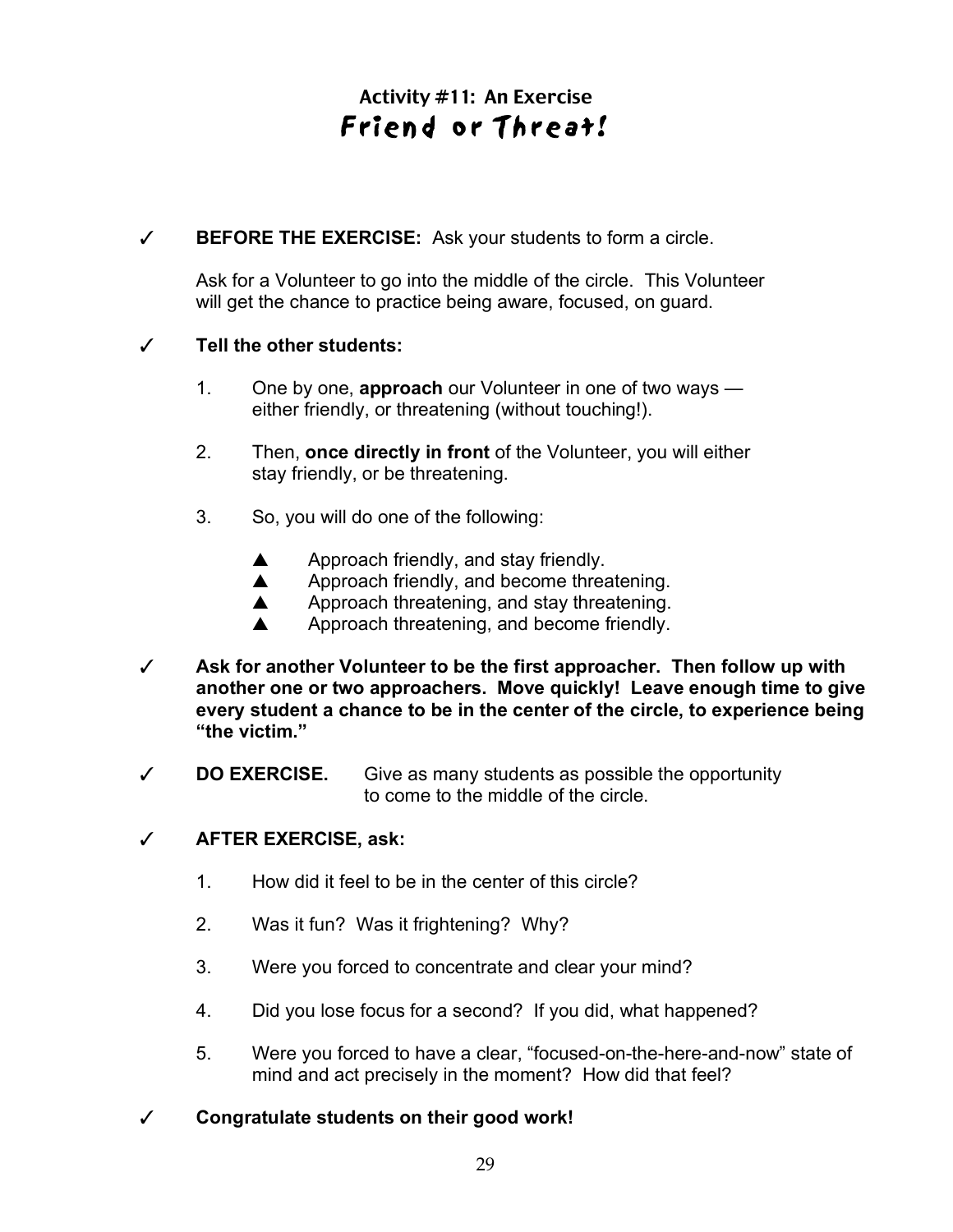## Activity #11: An Exercise
# Friend or Threat!

✓ **BEFORE THE EXERCISE:** Ask your students to form a circle.

Ask for a Volunteer to go into the middle of the circle. This Volunteer will get the chance to practice being aware, focused, on guard.

✓ **Tell the other students:**

1. One by one, **approach** our Volunteer in one of two ways — either friendly, or threatening (without touching!).

2. Then, **once directly in front** of the Volunteer, you will either stay friendly, or be threatening.

3. So, you will do one of the following:

   ▲ Approach friendly, and stay friendly.
   ▲ Approach friendly, and become threatening.
   ▲ Approach threatening, and stay threatening.
   ▲ Approach threatening, and become friendly.

✓ **Ask for another Volunteer to be the first approacher. Then follow up with another one or two approachers. Move quickly! Leave enough time to give every student a chance to be in the center of the circle, to experience being "the victim."**

✓ **DO EXERCISE.** Give as many students as possible the opportunity to come to the middle of the circle.

✓ **AFTER EXERCISE, ask:**

1. How did it feel to be in the center of this circle?

2. Was it fun? Was it frightening? Why?

3. Were you forced to concentrate and clear your mind?

4. Did you lose focus for a second? If you did, what happened?

5. Were you forced to have a clear, "focused-on-the-here-and-now" state of mind and act precisely in the moment? How did that feel?

✓ **Congratulate students on their good work!**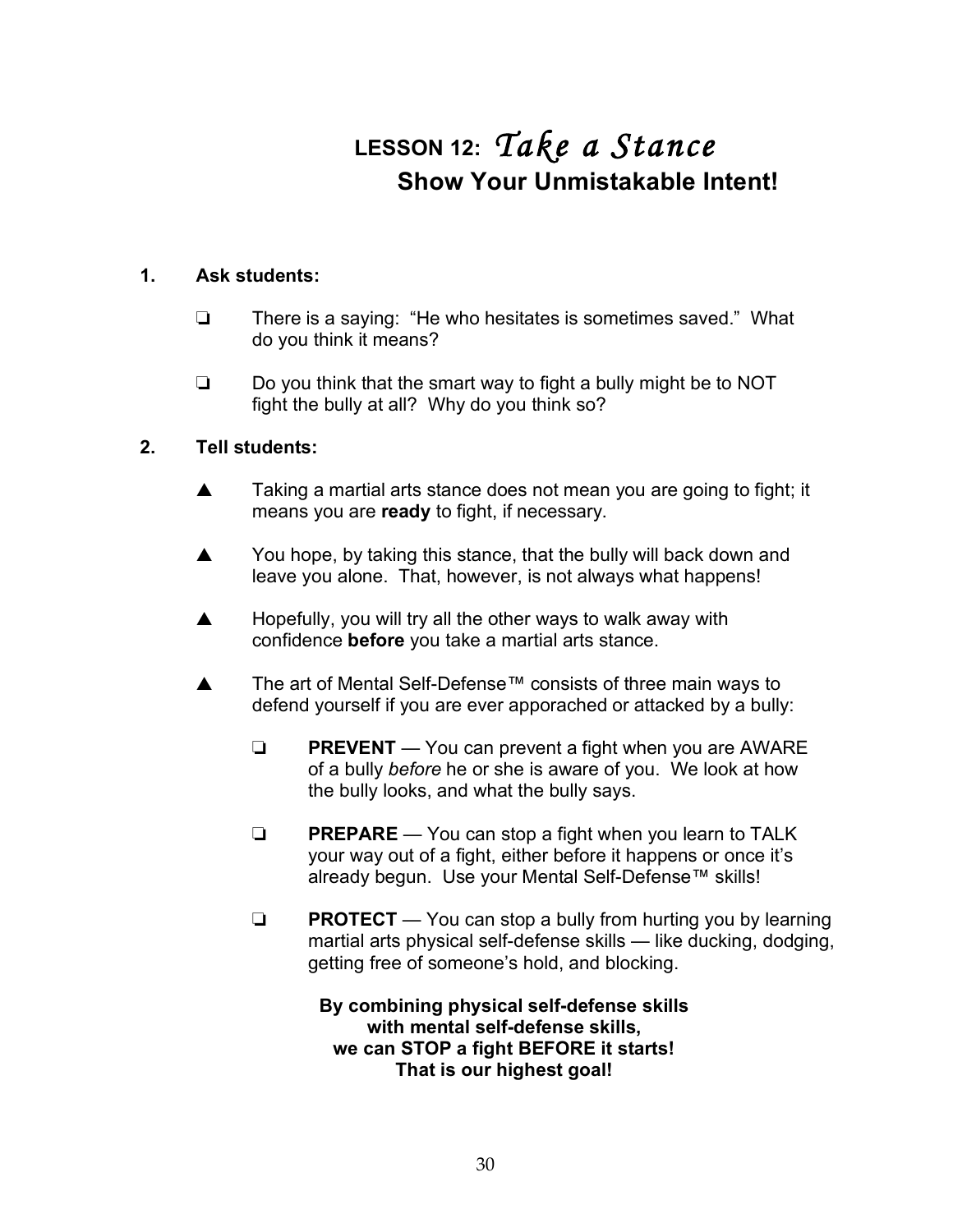# LESSON 12: *Take a Stance*

## Show Your Unmistakable Intent!

**1. Ask students:**

- ❏ There is a saying: "He who hesitates is sometimes saved." What do you think it means?
- ❏ Do you think that the smart way to fight a bully might be to NOT fight the bully at all? Why do you think so?

**2. Tell students:**

- ▲ Taking a martial arts stance does not mean you are going to fight; it means you are **ready** to fight, if necessary.
- ▲ You hope, by taking this stance, that the bully will back down and leave you alone. That, however, is not always what happens!
- ▲ Hopefully, you will try all the other ways to walk away with confidence **before** you take a martial arts stance.
- ▲ The art of Mental Self-Defense™ consists of three main ways to defend yourself if you are ever apporached or attacked by a bully:
  - ❏ **PREVENT** — You can prevent a fight when you are AWARE of a bully *before* he or she is aware of you. We look at how the bully looks, and what the bully says.
  - ❏ **PREPARE** — You can stop a fight when you learn to TALK your way out of a fight, either before it happens or once it's already begun. Use your Mental Self-Defense™ skills!
  - ❏ **PROTECT** — You can stop a bully from hurting you by learning martial arts physical self-defense skills — like ducking, dodging, getting free of someone's hold, and blocking.

**By combining physical self-defense skills with mental self-defense skills, we can STOP a fight BEFORE it starts! That is our highest goal!**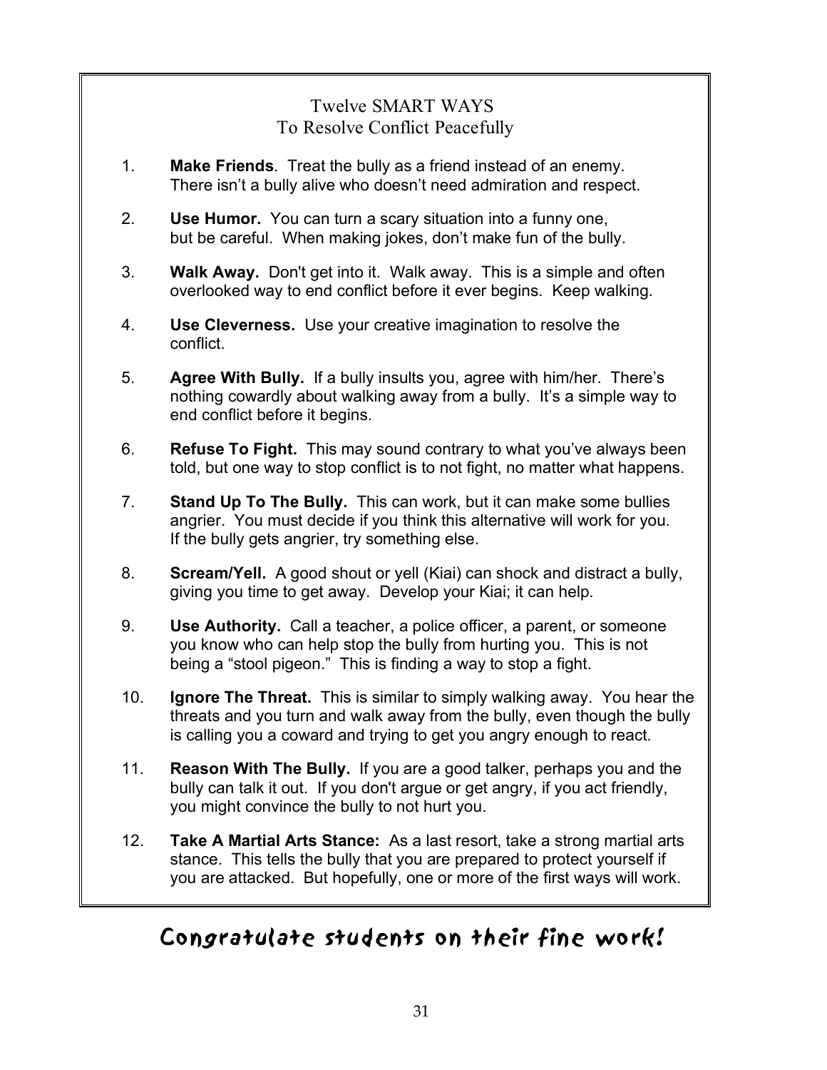## Twelve SMART WAYS
## To Resolve Conflict Peacefully

1. **Make Friends**. Treat the bully as a friend instead of an enemy. There isn't a bully alive who doesn't need admiration and respect.

2. **Use Humor.** You can turn a scary situation into a funny one, but be careful. When making jokes, don't make fun of the bully.

3. **Walk Away.** Don't get into it. Walk away. This is a simple and often overlooked way to end conflict before it ever begins. Keep walking.

4. **Use Cleverness.** Use your creative imagination to resolve the conflict.

5. **Agree With Bully.** If a bully insults you, agree with him/her. There's nothing cowardly about walking away from a bully. It's a simple way to end conflict before it begins.

6. **Refuse To Fight.** This may sound contrary to what you've always been told, but one way to stop conflict is to not fight, no matter what happens.

7. **Stand Up To The Bully.** This can work, but it can make some bullies angrier. You must decide if you think this alternative will work for you. If the bully gets angrier, try something else.

8. **Scream/Yell.** A good shout or yell (Kiai) can shock and distract a bully, giving you time to get away. Develop your Kiai; it can help.

9. **Use Authority.** Call a teacher, a police officer, a parent, or someone you know who can help stop the bully from hurting you. This is not being a "stool pigeon." This is finding a way to stop a fight.

10. **Ignore The Threat.** This is similar to simply walking away. You hear the threats and you turn and walk away from the bully, even though the bully is calling you a coward and trying to get you angry enough to react.

11. **Reason With The Bully.** If you are a good talker, perhaps you and the bully can talk it out. If you don't argue or get angry, if you act friendly, you might convince the bully to not hurt you.

12. **Take A Martial Arts Stance:** As a last resort, take a strong martial arts stance. This tells the bully that you are prepared to protect yourself if you are attacked. But hopefully, one or more of the first ways will work.

## Congratulate students on their fine work!